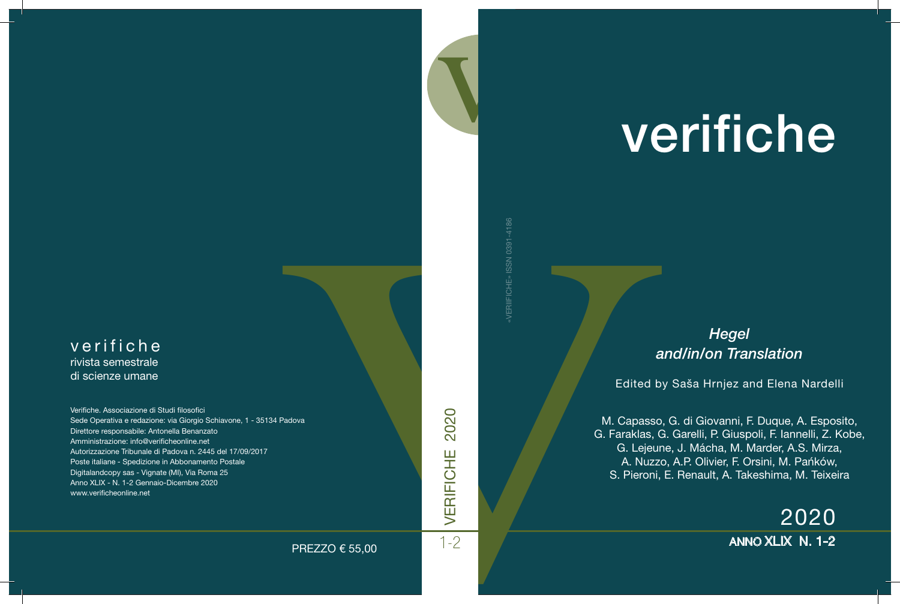# verifiche

## *Hegel and/in/on Translation*

Edited by Saša Hrnjez and Elena Nardelli

M. Capasso, G. di Giovanni, F. Duque, A. Esposito, G. Faraklas, G. Garelli, P. Giuspoli, F. Iannelli, Z. Kobe, G. Lejeune, J. Mácha, M. Marder, A.S. Mirza, A. Nuzzo, A.P. Olivier, F. Orsini, M. Pańków, S. Pieroni, E. Renault, A. Takeshima, M. Teixeira

2020

**ANNO XLIX N. 1-2**

«VERIFICHE» ISSN 0391-4186

VERIFICHE 2020

1-2

verifiche
rivista semestrale
di scienze umane

Verifiche. Associazione di Studi filosofici
Sede Operativa e redazione: via Giorgio Schiavone, 1 - 35134 Padova
Direttore responsabile: Antonella Benanzato
Amministrazione: info@verificheonline.net
Autorizzazione Tribunale di Padova n. 2445 del 17/09/2017
Poste italiane - Spedizione in Abbonamento Postale
Digitalandcopy sas - Vignate (MI), Via Roma 25
Anno XLIX - N. 1-2 Gennaio-Dicembre 2020
www.verificheonline.net

PREZZO € 55,00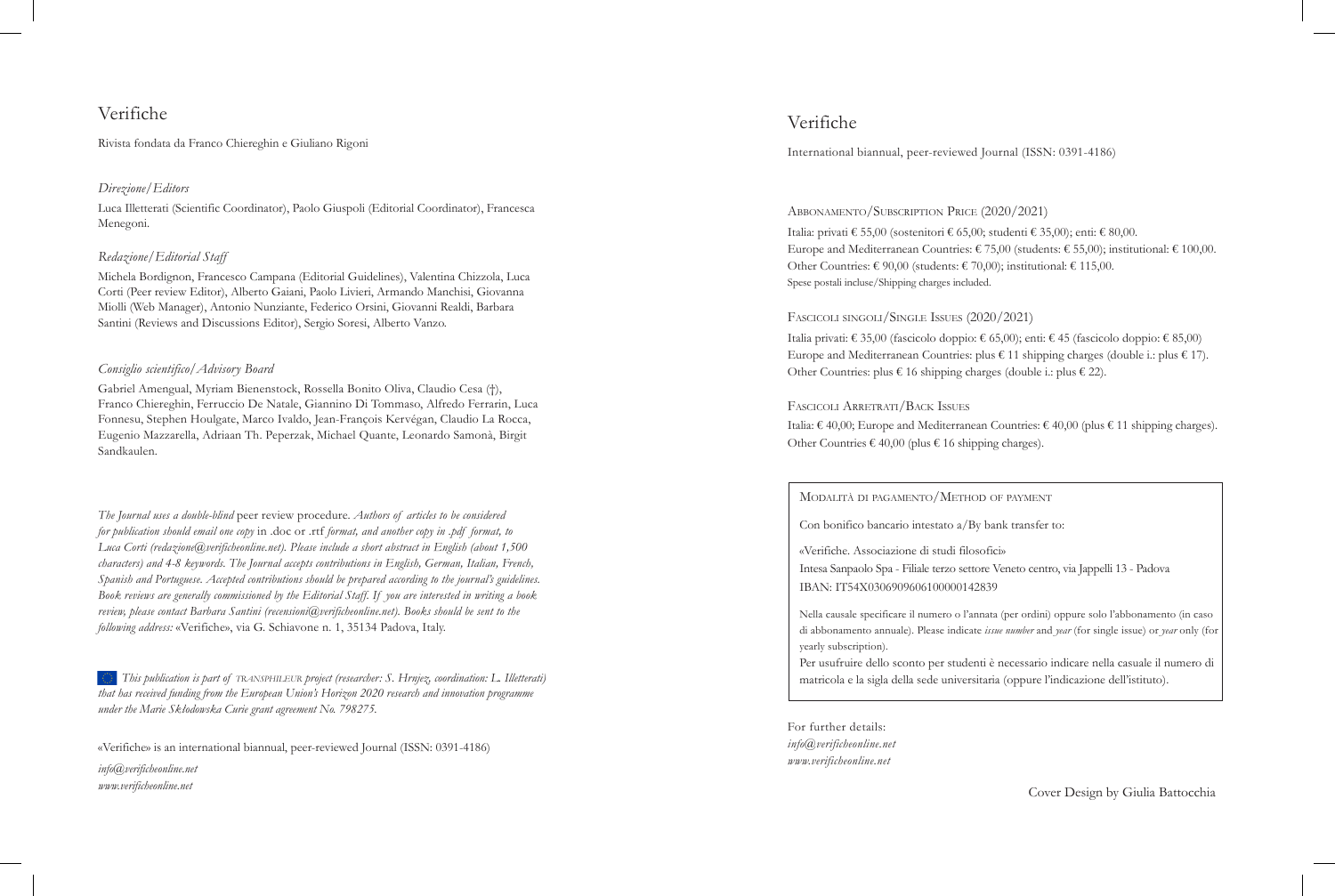# Verifiche

Rivista fondata da Franco Chiereghin e Giuliano Rigoni

*Direzione/Editors*

Luca Illetterati (Scientific Coordinator), Paolo Giuspoli (Editorial Coordinator), Francesca Menegoni.

*Redazione/Editorial Staff*

Michela Bordignon, Francesco Campana (Editorial Guidelines), Valentina Chizzola, Luca Corti (Peer review Editor), Alberto Gaiani, Paolo Livieri, Armando Manchisi, Giovanna Miolli (Web Manager), Antonio Nunziante, Federico Orsini, Giovanni Realdi, Barbara Santini (Reviews and Discussions Editor), Sergio Soresi, Alberto Vanzo.

*Consiglio scientifico/Advisory Board*

Gabriel Amengual, Myriam Bienenstock, Rossella Bonito Oliva, Claudio Cesa (†), Franco Chiereghin, Ferruccio De Natale, Giannino Di Tommaso, Alfredo Ferrarin, Luca Fonnesu, Stephen Houlgate, Marco Ivaldo, Jean-François Kervégan, Claudio La Rocca, Eugenio Mazzarella, Adriaan Th. Peperzak, Michael Quante, Leonardo Samonà, Birgit Sandkaulen.

*The Journal uses a double-blind* peer review procedure. *Authors of articles to be considered for publication should email one copy* in .doc or .rtf *format, and another copy in .pdf format, to Luca Corti (redazione@verificheonline.net). Please include a short abstract in English (about 1,500 characters) and 4-8 keywords. The Journal accepts contributions in English, German, Italian, French, Spanish and Portuguese. Accepted contributions should be prepared according to the journal's guidelines. Book reviews are generally commissioned by the Editorial Staff. If you are interested in writing a book review, please contact Barbara Santini (recensioni@verificheonline.net). Books should be sent to the following address:* «Verifiche», via G. Schiavone n. 1, 35134 Padova, Italy.

*This publication is part of TRANSPHILEUR project (researcher: S. Hrnjez, coordination: L. Illetterati) that has received funding from the European Union's Horizon 2020 research and innovation programme under the Marie Skłodowska Curie grant agreement No. 798275.*

«Verifiche» is an international biannual, peer-reviewed Journal (ISSN: 0391-4186)

*info@verificheonline.net*
*www.verificheonline.net*

# Verifiche

International biannual, peer-reviewed Journal (ISSN: 0391-4186)

ABBONAMENTO/SUBSCRIPTION PRICE (2020/2021)

Italia: privati € 55,00 (sostenitori € 65,00; studenti € 35,00); enti: € 80,00.
Europe and Mediterranean Countries: € 75,00 (students: € 55,00); institutional: € 100,00.
Other Countries: € 90,00 (students: € 70,00); institutional: € 115,00.
Spese postali incluse/Shipping charges included.

FASCICOLI SINGOLI/SINGLE ISSUES (2020/2021)

Italia privati: € 35,00 (fascicolo doppio: € 65,00); enti: € 45 (fascicolo doppio: € 85,00)
Europe and Mediterranean Countries: plus € 11 shipping charges (double i.: plus € 17).
Other Countries: plus € 16 shipping charges (double i.: plus € 22).

FASCICOLI ARRETRATI/BACK ISSUES

Italia: € 40,00; Europe and Mediterranean Countries: € 40,00 (plus € 11 shipping charges).
Other Countries € 40,00 (plus € 16 shipping charges).

MODALITÀ DI PAGAMENTO/METHOD OF PAYMENT

Con bonifico bancario intestato a/By bank transfer to:

«Verifiche. Associazione di studi filosofici»
Intesa Sanpaolo Spa - Filiale terzo settore Veneto centro, via Jappelli 13 - Padova
IBAN: IT54X0306909606100000142839

Nella causale specificare il numero o l'annata (per ordini) oppure solo l'abbonamento (in caso di abbonamento annuale). Please indicate *issue number* and *year* (for single issue) or *year* only (for yearly subscription).
Per usufruire dello sconto per studenti è necessario indicare nella casuale il numero di matricola e la sigla della sede universitaria (oppure l'indicazione dell'istituto).

For further details:
*info@verificheonline.net*
*www.verificheonline.net*

Cover Design by Giulia Battocchia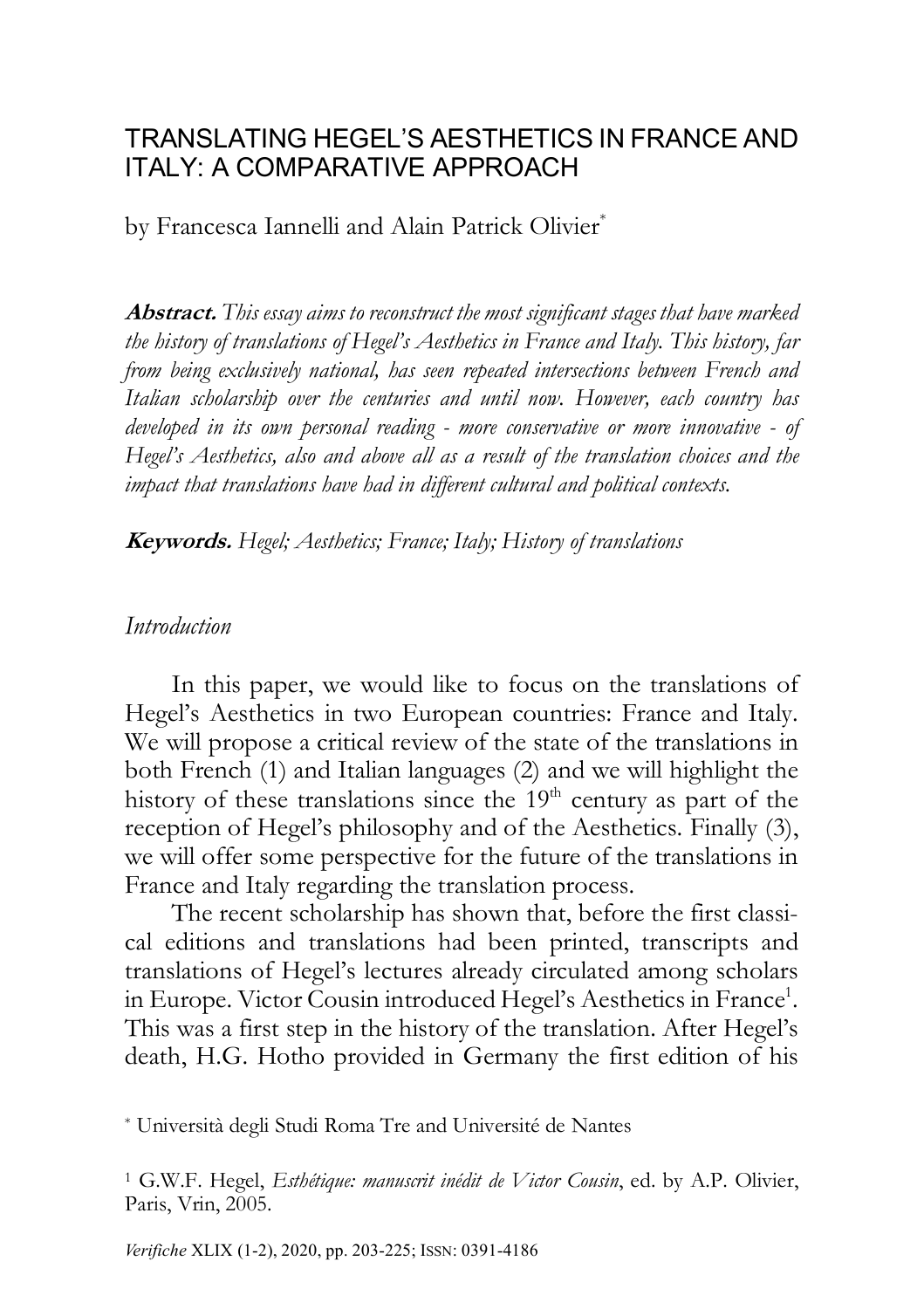# TRANSLATING HEGEL'S AESTHETICS IN FRANCE AND ITALY: A COMPARATIVE APPROACH

by Francesca Iannelli and Alain Patrick Olivier[*]

***Abstract.*** *This essay aims to reconstruct the most significant stages that have marked the history of translations of Hegel's Aesthetics in France and Italy. This history, far from being exclusively national, has seen repeated intersections between French and Italian scholarship over the centuries and until now. However, each country has developed in its own personal reading - more conservative or more innovative - of Hegel's Aesthetics, also and above all as a result of the translation choices and the impact that translations have had in different cultural and political contexts.*

***Keywords.*** *Hegel; Aesthetics; France; Italy; History of translations*

## *Introduction*

In this paper, we would like to focus on the translations of Hegel's Aesthetics in two European countries: France and Italy. We will propose a critical review of the state of the translations in both French (1) and Italian languages (2) and we will highlight the history of these translations since the 19th century as part of the reception of Hegel's philosophy and of the Aesthetics. Finally (3), we will offer some perspective for the future of the translations in France and Italy regarding the translation process.

The recent scholarship has shown that, before the first classical editions and translations had been printed, transcripts and translations of Hegel's lectures already circulated among scholars in Europe. Victor Cousin introduced Hegel's Aesthetics in France[1]. This was a first step in the history of the translation. After Hegel's death, H.G. Hotho provided in Germany the first edition of his

[*] Università degli Studi Roma Tre and Université de Nantes

[1] G.W.F. Hegel, *Esthétique: manuscrit inédit de Victor Cousin*, ed. by A.P. Olivier, Paris, Vrin, 2005.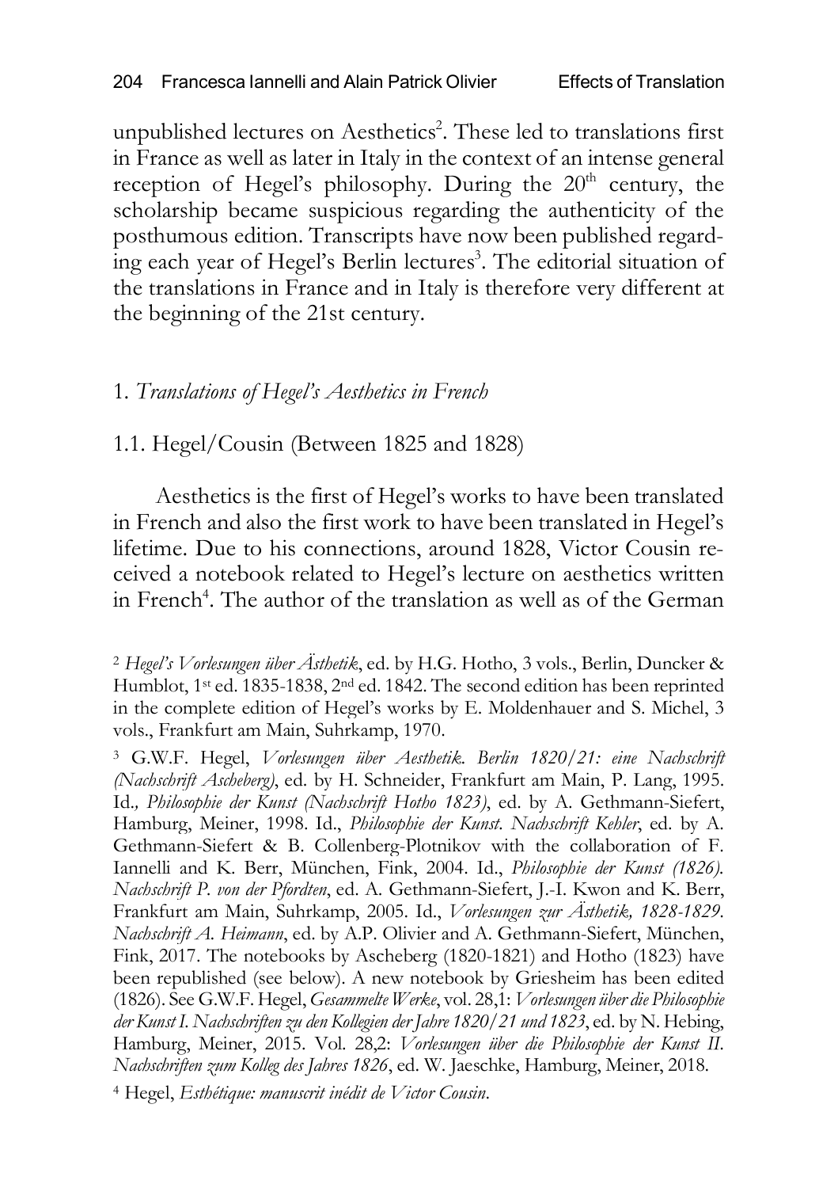unpublished lectures on Aesthetics[2]. These led to translations first in France as well as later in Italy in the context of an intense general reception of Hegel's philosophy. During the 20th century, the scholarship became suspicious regarding the authenticity of the posthumous edition. Transcripts have now been published regarding each year of Hegel's Berlin lectures[3]. The editorial situation of the translations in France and in Italy is therefore very different at the beginning of the 21st century.

## 1. *Translations of Hegel's Aesthetics in French*

### 1.1. Hegel/Cousin (Between 1825 and 1828)

Aesthetics is the first of Hegel's works to have been translated in French and also the first work to have been translated in Hegel's lifetime. Due to his connections, around 1828, Victor Cousin received a notebook related to Hegel's lecture on aesthetics written in French[4]. The author of the translation as well as of the German

---

[2] *Hegel's Vorlesungen über Ästhetik*, ed. by H.G. Hotho, 3 vols., Berlin, Duncker & Humblot, 1st ed. 1835-1838, 2nd ed. 1842. The second edition has been reprinted in the complete edition of Hegel's works by E. Moldenhauer and S. Michel, 3 vols., Frankfurt am Main, Suhrkamp, 1970.

[3] G.W.F. Hegel, *Vorlesungen über Aesthetik. Berlin 1820/21: eine Nachschrift (Nachschrift Ascheberg)*, ed. by H. Schneider, Frankfurt am Main, P. Lang, 1995. Id., *Philosophie der Kunst (Nachschrift Hotho 1823)*, ed. by A. Gethmann-Siefert, Hamburg, Meiner, 1998. Id., *Philosophie der Kunst. Nachschrift Kehler*, ed. by A. Gethmann-Siefert & B. Collenberg-Plotnikov with the collaboration of F. Iannelli and K. Berr, München, Fink, 2004. Id., *Philosophie der Kunst (1826). Nachschrift P. von der Pfordten*, ed. A. Gethmann-Siefert, J.-I. Kwon and K. Berr, Frankfurt am Main, Suhrkamp, 2005. Id., *Vorlesungen zur Ästhetik, 1828-1829. Nachschrift A. Heimann*, ed. by A.P. Olivier and A. Gethmann-Siefert, München, Fink, 2017. The notebooks by Ascheberg (1820-1821) and Hotho (1823) have been republished (see below). A new notebook by Griesheim has been edited (1826). See G.W.F. Hegel, *Gesammelte Werke*, vol. 28,1: *Vorlesungen über die Philosophie der Kunst I. Nachschriften zu den Kollegien der Jahre 1820/21 und 1823*, ed. by N. Hebing, Hamburg, Meiner, 2015. Vol. 28,2: *Vorlesungen über die Philosophie der Kunst II. Nachschriften zum Kolleg des Jahres 1826*, ed. W. Jaeschke, Hamburg, Meiner, 2018.

[4] Hegel, *Esthétique: manuscrit inédit de Victor Cousin*.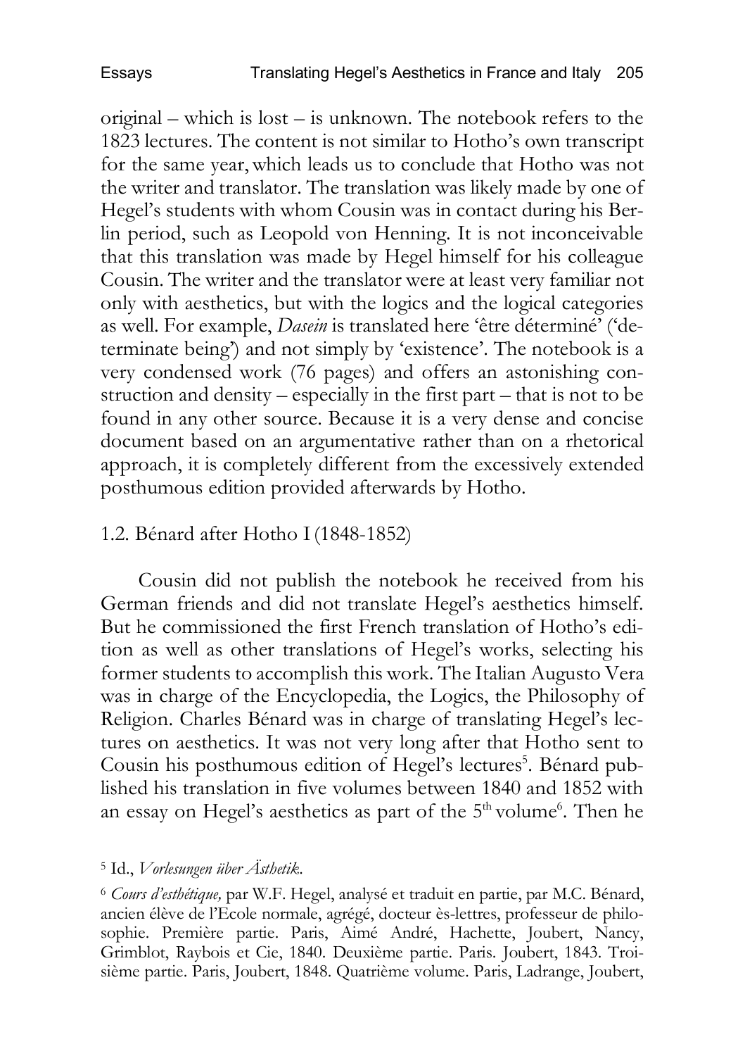original – which is lost – is unknown. The notebook refers to the 1823 lectures. The content is not similar to Hotho's own transcript for the same year, which leads us to conclude that Hotho was not the writer and translator. The translation was likely made by one of Hegel's students with whom Cousin was in contact during his Berlin period, such as Leopold von Henning. It is not inconceivable that this translation was made by Hegel himself for his colleague Cousin. The writer and the translator were at least very familiar not only with aesthetics, but with the logics and the logical categories as well. For example, *Dasein* is translated here 'être déterminé' ('determinate being') and not simply by 'existence'. The notebook is a very condensed work (76 pages) and offers an astonishing construction and density – especially in the first part – that is not to be found in any other source. Because it is a very dense and concise document based on an argumentative rather than on a rhetorical approach, it is completely different from the excessively extended posthumous edition provided afterwards by Hotho.

### 1.2. Bénard after Hotho I (1848-1852)

Cousin did not publish the notebook he received from his German friends and did not translate Hegel's aesthetics himself. But he commissioned the first French translation of Hotho's edition as well as other translations of Hegel's works, selecting his former students to accomplish this work. The Italian Augusto Vera was in charge of the Encyclopedia, the Logics, the Philosophy of Religion. Charles Bénard was in charge of translating Hegel's lectures on aesthetics. It was not very long after that Hotho sent to Cousin his posthumous edition of Hegel's lectures[5]. Bénard published his translation in five volumes between 1840 and 1852 with an essay on Hegel's aesthetics as part of the 5th volume[6]. Then he

[5] Id., *Vorlesungen über Ästhetik*.

[6] *Cours d'esthétique,* par W.F. Hegel, analysé et traduit en partie, par M.C. Bénard, ancien élève de l'Ecole normale, agrégé, docteur ès-lettres, professeur de philosophie. Première partie. Paris, Aimé André, Hachette, Joubert, Nancy, Grimblot, Raybois et Cie, 1840. Deuxième partie. Paris. Joubert, 1843. Troisième partie. Paris, Joubert, 1848. Quatrième volume. Paris, Ladrange, Joubert,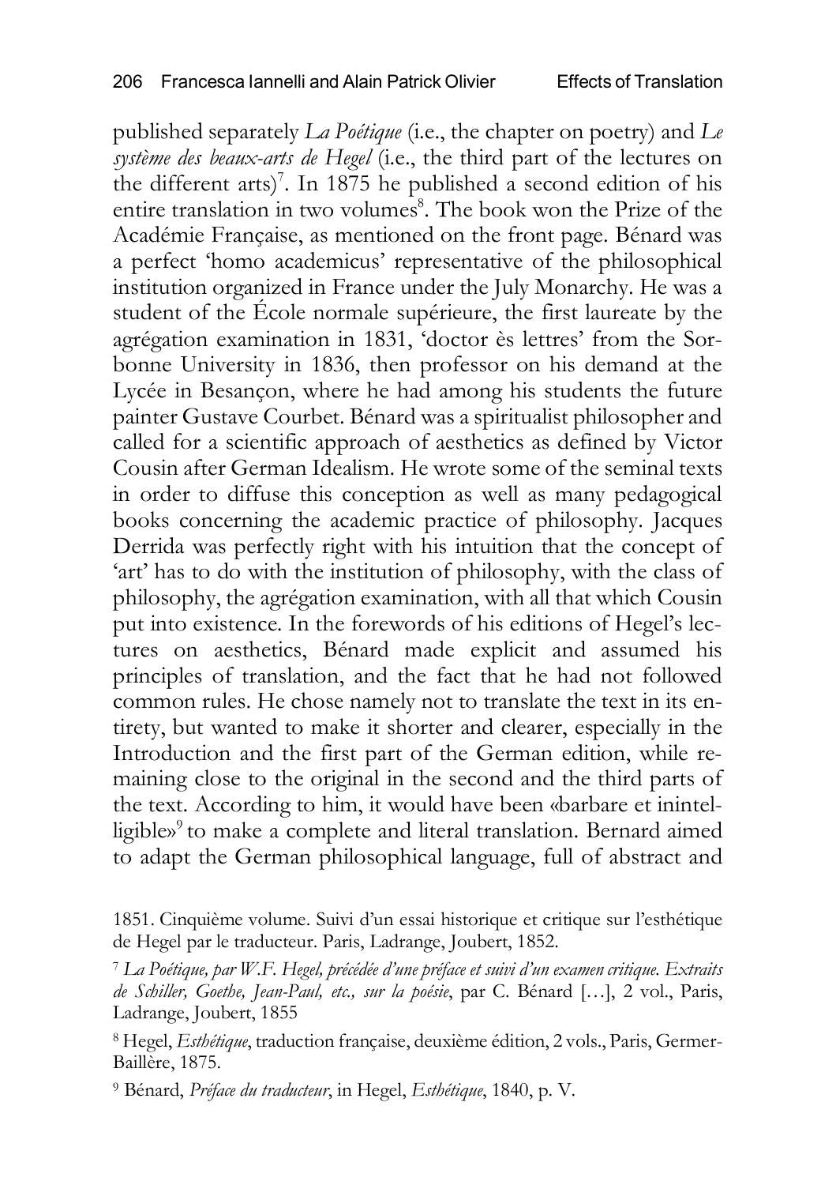published separately *La Poétique* (i.e., the chapter on poetry) and *Le système des beaux-arts de Hegel* (i.e., the third part of the lectures on the different arts)[7]. In 1875 he published a second edition of his entire translation in two volumes[8]. The book won the Prize of the Académie Française, as mentioned on the front page. Bénard was a perfect 'homo academicus' representative of the philosophical institution organized in France under the July Monarchy. He was a student of the École normale supérieure, the first laureate by the agrégation examination in 1831, 'doctor ès lettres' from the Sorbonne University in 1836, then professor on his demand at the Lycée in Besançon, where he had among his students the future painter Gustave Courbet. Bénard was a spiritualist philosopher and called for a scientific approach of aesthetics as defined by Victor Cousin after German Idealism. He wrote some of the seminal texts in order to diffuse this conception as well as many pedagogical books concerning the academic practice of philosophy. Jacques Derrida was perfectly right with his intuition that the concept of 'art' has to do with the institution of philosophy, with the class of philosophy, the agrégation examination, with all that which Cousin put into existence. In the forewords of his editions of Hegel's lectures on aesthetics, Bénard made explicit and assumed his principles of translation, and the fact that he had not followed common rules. He chose namely not to translate the text in its entirety, but wanted to make it shorter and clearer, especially in the Introduction and the first part of the German edition, while remaining close to the original in the second and the third parts of the text. According to him, it would have been «barbare et inintelligible»[9] to make a complete and literal translation. Bernard aimed to adapt the German philosophical language, full of abstract and

1851. Cinquième volume. Suivi d'un essai historique et critique sur l'esthétique de Hegel par le traducteur. Paris, Ladrange, Joubert, 1852.

[7] *La Poétique, par W.F. Hegel, précédée d'une préface et suivi d'un examen critique. Extraits de Schiller, Goethe, Jean-Paul, etc., sur la poésie*, par C. Bénard […], 2 vol., Paris, Ladrange, Joubert, 1855

[8] Hegel, *Esthétique*, traduction française, deuxième édition, 2 vols., Paris, Germer-Baillère, 1875.

[9] Bénard, *Préface du traducteur*, in Hegel, *Esthétique*, 1840, p. V.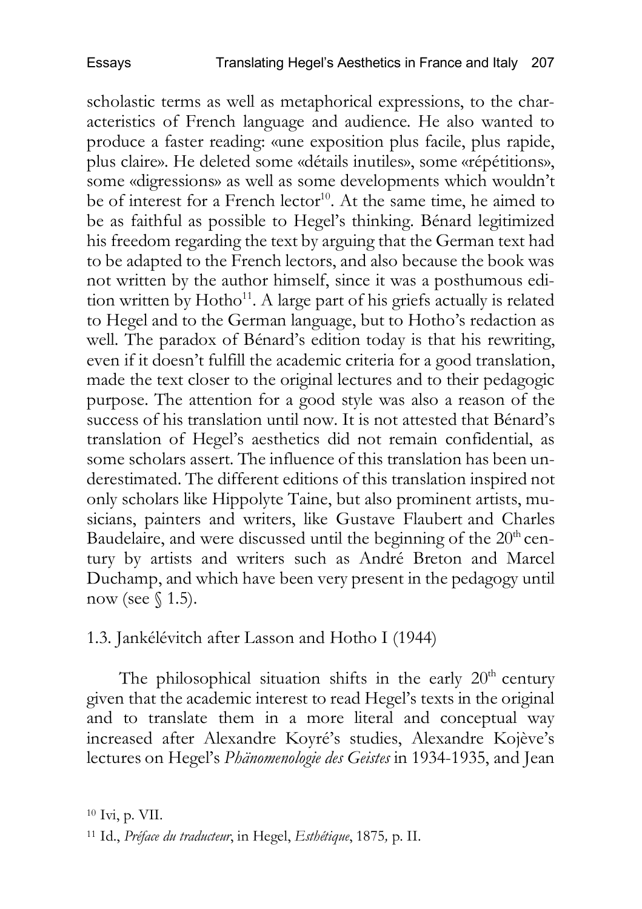scholastic terms as well as metaphorical expressions, to the characteristics of French language and audience. He also wanted to produce a faster reading: «une exposition plus facile, plus rapide, plus claire». He deleted some «détails inutiles», some «répétitions», some «digressions» as well as some developments which wouldn't be of interest for a French lector[10]. At the same time, he aimed to be as faithful as possible to Hegel's thinking. Bénard legitimized his freedom regarding the text by arguing that the German text had to be adapted to the French lectors, and also because the book was not written by the author himself, since it was a posthumous edition written by Hotho[11]. A large part of his griefs actually is related to Hegel and to the German language, but to Hotho's redaction as well. The paradox of Bénard's edition today is that his rewriting, even if it doesn't fulfill the academic criteria for a good translation, made the text closer to the original lectures and to their pedagogic purpose. The attention for a good style was also a reason of the success of his translation until now. It is not attested that Bénard's translation of Hegel's aesthetics did not remain confidential, as some scholars assert. The influence of this translation has been underestimated. The different editions of this translation inspired not only scholars like Hippolyte Taine, but also prominent artists, musicians, painters and writers, like Gustave Flaubert and Charles Baudelaire, and were discussed until the beginning of the 20[th] century by artists and writers such as André Breton and Marcel Duchamp, and which have been very present in the pedagogy until now (see § 1.5).

### 1.3. Jankélévitch after Lasson and Hotho I (1944)

The philosophical situation shifts in the early 20[th] century given that the academic interest to read Hegel's texts in the original and to translate them in a more literal and conceptual way increased after Alexandre Koyré's studies, Alexandre Kojève's lectures on Hegel's *Phänomenologie des Geistes* in 1934-1935, and Jean

[10] Ivi, p. VII.

[11] Id., *Préface du traducteur*, in Hegel, *Esthétique*, 1875, p. II.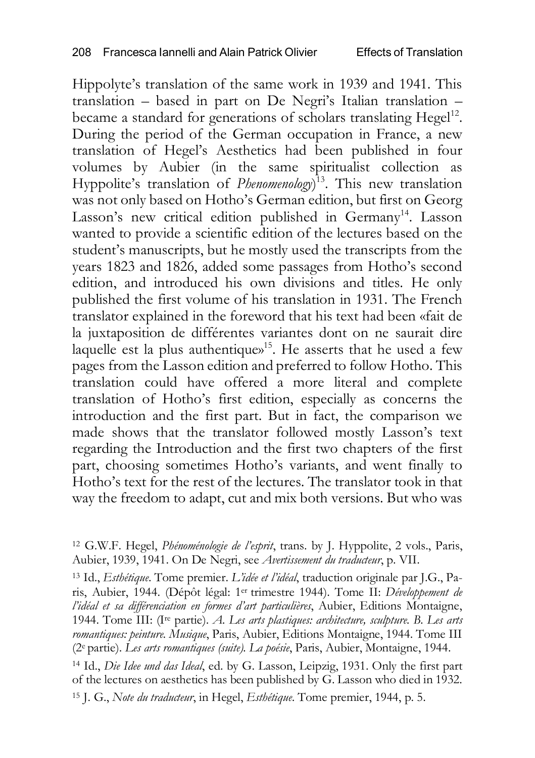Hippolyte's translation of the same work in 1939 and 1941. This translation – based in part on De Negri's Italian translation – became a standard for generations of scholars translating Hegel[12]. During the period of the German occupation in France, a new translation of Hegel's Aesthetics had been published in four volumes by Aubier (in the same spiritualist collection as Hyppolite's translation of *Phenomenology*)[13]. This new translation was not only based on Hotho's German edition, but first on Georg Lasson's new critical edition published in Germany[14]. Lasson wanted to provide a scientific edition of the lectures based on the student's manuscripts, but he mostly used the transcripts from the years 1823 and 1826, added some passages from Hotho's second edition, and introduced his own divisions and titles. He only published the first volume of his translation in 1931. The French translator explained in the foreword that his text had been «fait de la juxtaposition de différentes variantes dont on ne saurait dire laquelle est la plus authentique»[15]. He asserts that he used a few pages from the Lasson edition and preferred to follow Hotho. This translation could have offered a more literal and complete translation of Hotho's first edition, especially as concerns the introduction and the first part. But in fact, the comparison we made shows that the translator followed mostly Lasson's text regarding the Introduction and the first two chapters of the first part, choosing sometimes Hotho's variants, and went finally to Hotho's text for the rest of the lectures. The translator took in that way the freedom to adapt, cut and mix both versions. But who was

[12] G.W.F. Hegel, *Phénoménologie de l'esprit*, trans. by J. Hyppolite, 2 vols., Paris, Aubier, 1939, 1941. On De Negri, see *Avertissement du traducteur*, p. VII.

[13] Id., *Esthétique*. Tome premier. *L'idée et l'idéal*, traduction originale par J.G., Paris, Aubier, 1944. (Dépôt légal: 1er trimestre 1944). Tome II: *Développement de l'idéal et sa différenciation en formes d'art particulières*, Aubier, Editions Montaigne, 1944. Tome III: (Ire partie). *A. Les arts plastiques: architecture, sculpture. B. Les arts romantiques: peinture. Musique*, Paris, Aubier, Editions Montaigne, 1944. Tome III (2e partie). *Les arts romantiques (suite). La poésie*, Paris, Aubier, Montaigne, 1944.

[14] Id., *Die Idee und das Ideal*, ed. by G. Lasson, Leipzig, 1931. Only the first part of the lectures on aesthetics has been published by G. Lasson who died in 1932.

[15] J. G., *Note du traducteur*, in Hegel, *Esthétique*. Tome premier, 1944, p. 5.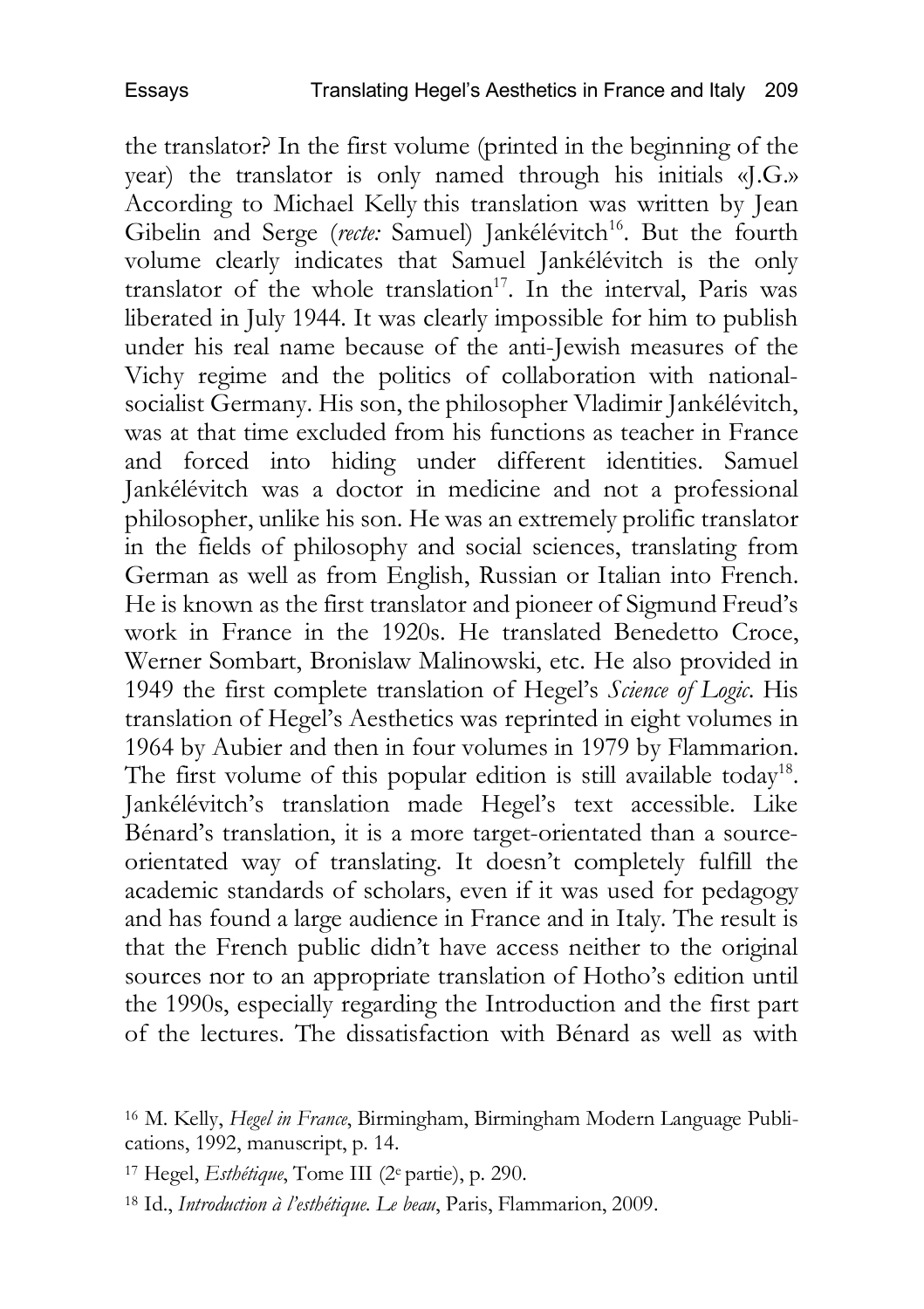the translator? In the first volume (printed in the beginning of the year) the translator is only named through his initials «J.G.» According to Michael Kelly this translation was written by Jean Gibelin and Serge (*recte:* Samuel) Jankélévitch[16]. But the fourth volume clearly indicates that Samuel Jankélévitch is the only translator of the whole translation[17]. In the interval, Paris was liberated in July 1944. It was clearly impossible for him to publish under his real name because of the anti-Jewish measures of the Vichy regime and the politics of collaboration with national-socialist Germany. His son, the philosopher Vladimir Jankélévitch, was at that time excluded from his functions as teacher in France and forced into hiding under different identities. Samuel Jankélévitch was a doctor in medicine and not a professional philosopher, unlike his son. He was an extremely prolific translator in the fields of philosophy and social sciences, translating from German as well as from English, Russian or Italian into French. He is known as the first translator and pioneer of Sigmund Freud's work in France in the 1920s. He translated Benedetto Croce, Werner Sombart, Bronislaw Malinowski, etc. He also provided in 1949 the first complete translation of Hegel's *Science of Logic*. His translation of Hegel's Aesthetics was reprinted in eight volumes in 1964 by Aubier and then in four volumes in 1979 by Flammarion. The first volume of this popular edition is still available today[18]. Jankélévitch's translation made Hegel's text accessible. Like Bénard's translation, it is a more target-orientated than a source-orientated way of translating. It doesn't completely fulfill the academic standards of scholars, even if it was used for pedagogy and has found a large audience in France and in Italy. The result is that the French public didn't have access neither to the original sources nor to an appropriate translation of Hotho's edition until the 1990s, especially regarding the Introduction and the first part of the lectures. The dissatisfaction with Bénard as well as with

[16] M. Kelly, *Hegel in France*, Birmingham, Birmingham Modern Language Publications, 1992, manuscript, p. 14.

[17] Hegel, *Esthétique*, Tome III (2e partie), p. 290.

[18] Id., *Introduction à l'esthétique. Le beau*, Paris, Flammarion, 2009.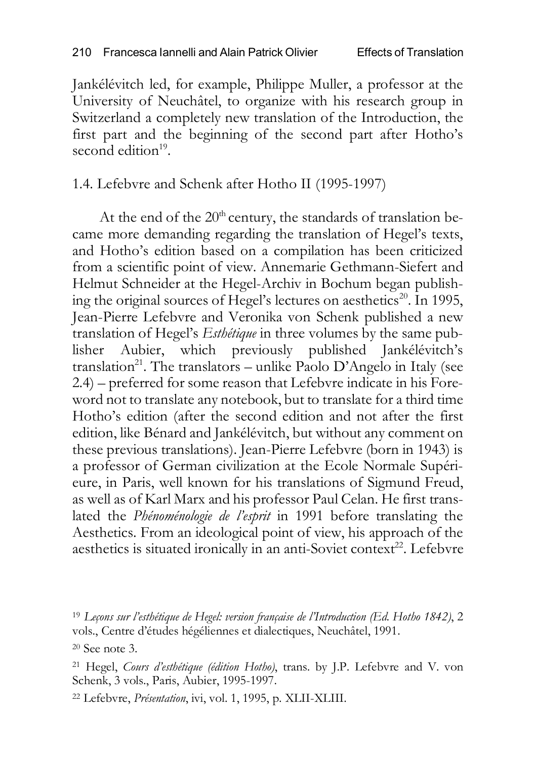Jankélévitch led, for example, Philippe Muller, a professor at the University of Neuchâtel, to organize with his research group in Switzerland a completely new translation of the Introduction, the first part and the beginning of the second part after Hotho's second edition[19].

### 1.4. Lefebvre and Schenk after Hotho II (1995-1997)

At the end of the 20th century, the standards of translation became more demanding regarding the translation of Hegel's texts, and Hotho's edition based on a compilation has been criticized from a scientific point of view. Annemarie Gethmann-Siefert and Helmut Schneider at the Hegel-Archiv in Bochum began publishing the original sources of Hegel's lectures on aesthetics[20]. In 1995, Jean-Pierre Lefebvre and Veronika von Schenk published a new translation of Hegel's *Esthétique* in three volumes by the same publisher Aubier, which previously published Jankélévitch's translation[21]. The translators – unlike Paolo D'Angelo in Italy (see 2.4) – preferred for some reason that Lefebvre indicate in his Foreword not to translate any notebook, but to translate for a third time Hotho's edition (after the second edition and not after the first edition, like Bénard and Jankélévitch, but without any comment on these previous translations). Jean-Pierre Lefebvre (born in 1943) is a professor of German civilization at the Ecole Normale Supérieure, in Paris, well known for his translations of Sigmund Freud, as well as of Karl Marx and his professor Paul Celan. He first translated the *Phénoménologie de l'esprit* in 1991 before translating the Aesthetics. From an ideological point of view, his approach of the aesthetics is situated ironically in an anti-Soviet context[22]. Lefebvre

---

[19] *Leçons sur l'esthétique de Hegel: version française de l'Introduction (Ed. Hotho 1842)*, 2 vols., Centre d'études hégéliennes et dialectiques, Neuchâtel, 1991.

[20] See note 3.

[21] Hegel, *Cours d'esthétique (édition Hotho)*, trans. by J.P. Lefebvre and V. von Schenk, 3 vols., Paris, Aubier, 1995-1997.

[22] Lefebvre, *Présentation*, ivi, vol. 1, 1995, p. XLII-XLIII.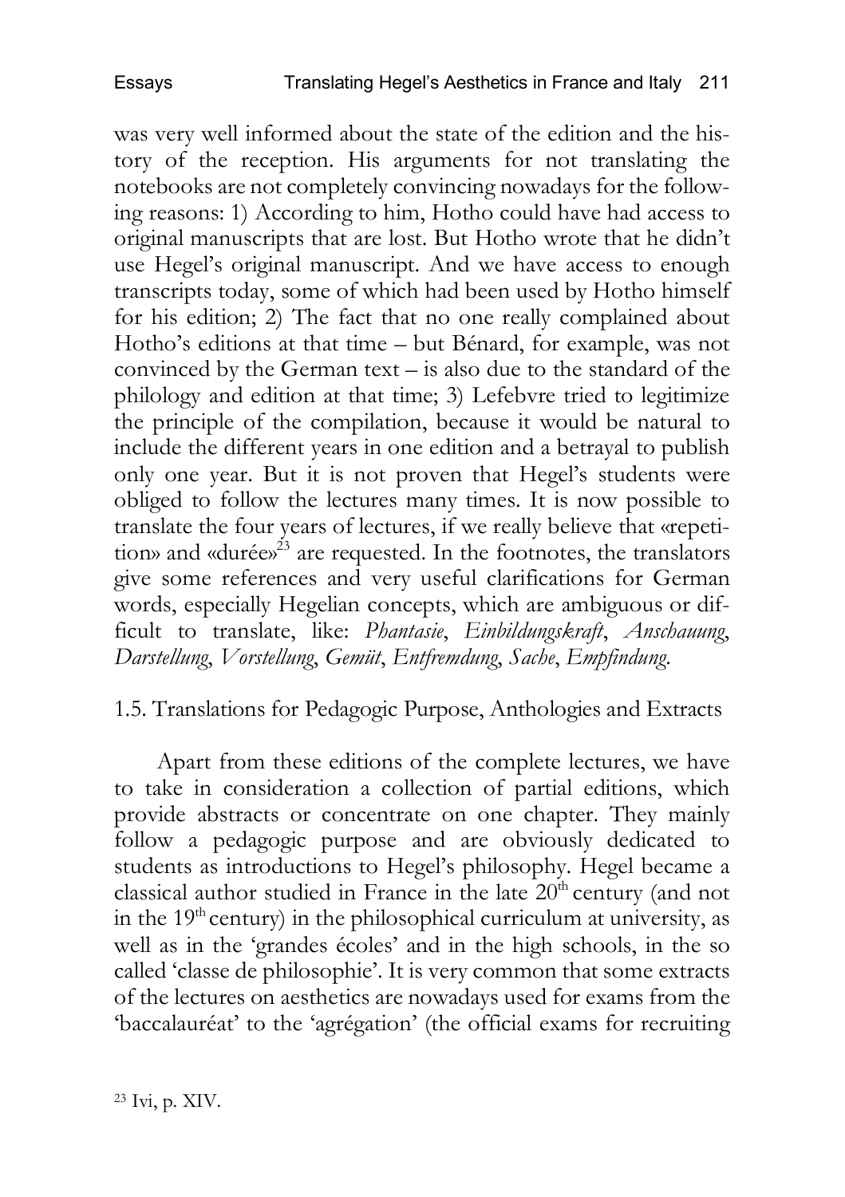was very well informed about the state of the edition and the history of the reception. His arguments for not translating the notebooks are not completely convincing nowadays for the following reasons: 1) According to him, Hotho could have had access to original manuscripts that are lost. But Hotho wrote that he didn't use Hegel's original manuscript. And we have access to enough transcripts today, some of which had been used by Hotho himself for his edition; 2) The fact that no one really complained about Hotho's editions at that time – but Bénard, for example, was not convinced by the German text – is also due to the standard of the philology and edition at that time; 3) Lefebvre tried to legitimize the principle of the compilation, because it would be natural to include the different years in one edition and a betrayal to publish only one year. But it is not proven that Hegel's students were obliged to follow the lectures many times. It is now possible to translate the four years of lectures, if we really believe that «repetition» and «durée»[23] are requested. In the footnotes, the translators give some references and very useful clarifications for German words, especially Hegelian concepts, which are ambiguous or difficult to translate, like: *Phantasie*, *Einbildungskraft*, *Anschauung*, *Darstellung*, *Vorstellung*, *Gemüt*, *Entfremdung*, *Sache*, *Empfindung*.

### 1.5. Translations for Pedagogic Purpose, Anthologies and Extracts

Apart from these editions of the complete lectures, we have to take in consideration a collection of partial editions, which provide abstracts or concentrate on one chapter. They mainly follow a pedagogic purpose and are obviously dedicated to students as introductions to Hegel's philosophy. Hegel became a classical author studied in France in the late 20th century (and not in the 19th century) in the philosophical curriculum at university, as well as in the 'grandes écoles' and in the high schools, in the so called 'classe de philosophie'. It is very common that some extracts of the lectures on aesthetics are nowadays used for exams from the 'baccalauréat' to the 'agrégation' (the official exams for recruiting

[23] Ivi, p. XIV.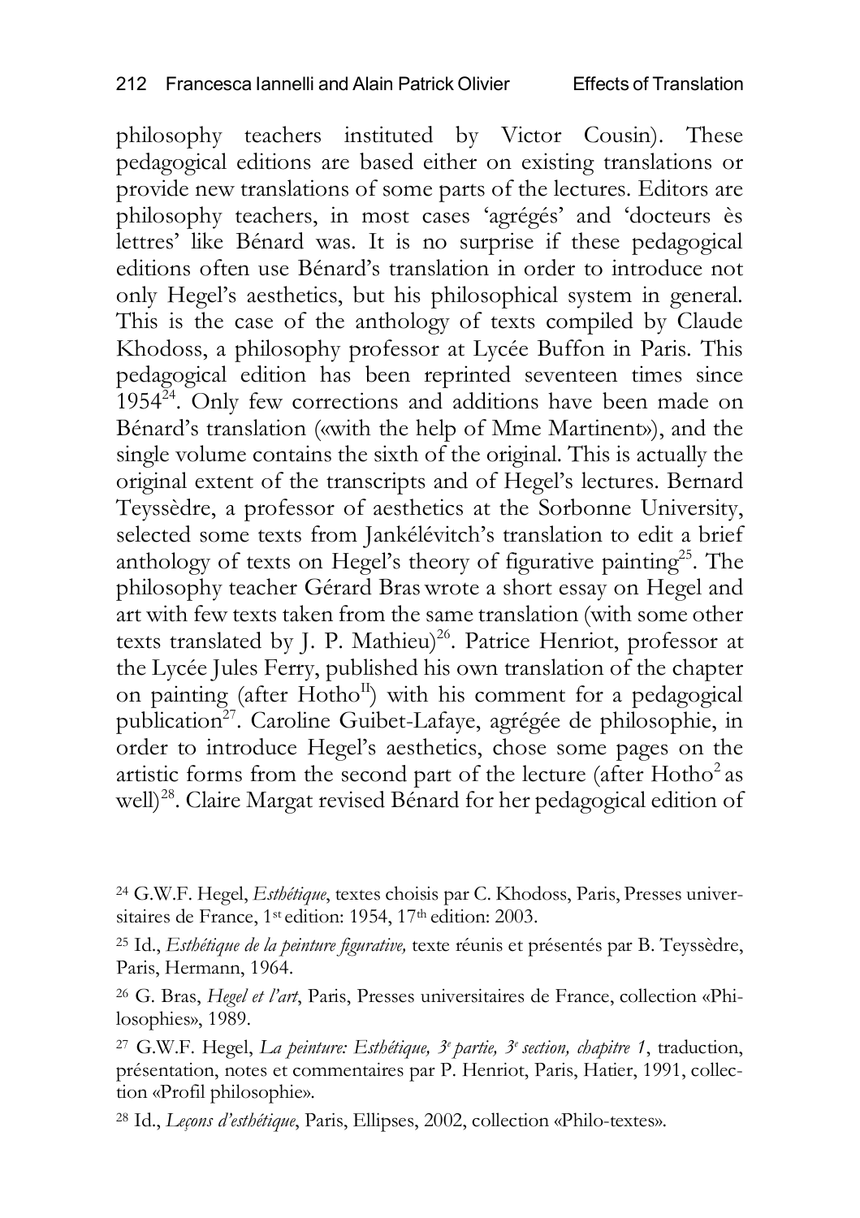philosophy teachers instituted by Victor Cousin). These pedagogical editions are based either on existing translations or provide new translations of some parts of the lectures. Editors are philosophy teachers, in most cases 'agrégés' and 'docteurs ès lettres' like Bénard was. It is no surprise if these pedagogical editions often use Bénard's translation in order to introduce not only Hegel's aesthetics, but his philosophical system in general. This is the case of the anthology of texts compiled by Claude Khodoss, a philosophy professor at Lycée Buffon in Paris. This pedagogical edition has been reprinted seventeen times since 1954[24]. Only few corrections and additions have been made on Bénard's translation («with the help of Mme Martinent»), and the single volume contains the sixth of the original. This is actually the original extent of the transcripts and of Hegel's lectures. Bernard Teyssèdre, a professor of aesthetics at the Sorbonne University, selected some texts from Jankélévitch's translation to edit a brief anthology of texts on Hegel's theory of figurative painting[25]. The philosophy teacher Gérard Bras wrote a short essay on Hegel and art with few texts taken from the same translation (with some other texts translated by J. P. Mathieu)[26]. Patrice Henriot, professor at the Lycée Jules Ferry, published his own translation of the chapter on painting (after Hotho$^{II}$) with his comment for a pedagogical publication[27]. Caroline Guibet-Lafaye, agrégée de philosophie, in order to introduce Hegel's aesthetics, chose some pages on the artistic forms from the second part of the lecture (after Hotho$^{2}$ as well)[28]. Claire Margat revised Bénard for her pedagogical edition of

[24] G.W.F. Hegel, *Esthétique*, textes choisis par C. Khodoss, Paris, Presses universitaires de France, 1st edition: 1954, 17th edition: 2003.

[25] Id., *Esthétique de la peinture figurative,* texte réunis et présentés par B. Teyssèdre, Paris, Hermann, 1964.

[26] G. Bras, *Hegel et l'art*, Paris, Presses universitaires de France, collection «Philosophies», 1989.

[27] G.W.F. Hegel, *La peinture: Esthétique, 3e partie, 3e section, chapitre 1*, traduction, présentation, notes et commentaires par P. Henriot, Paris, Hatier, 1991, collection «Profil philosophie».

[28] Id., *Leçons d'esthétique*, Paris, Ellipses, 2002, collection «Philo-textes».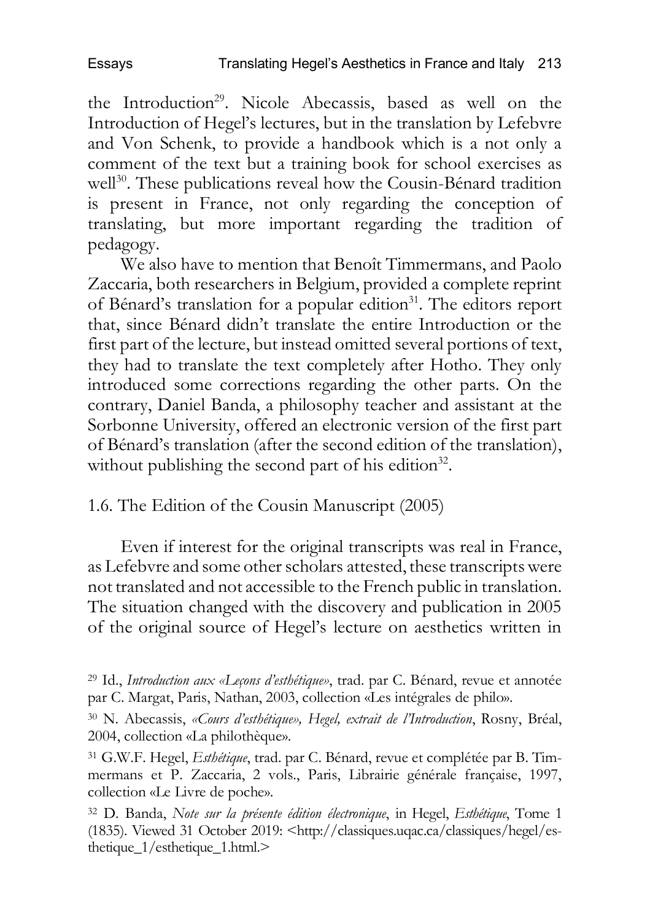the Introduction[29]. Nicole Abecassis, based as well on the Introduction of Hegel's lectures, but in the translation by Lefebvre and Von Schenk, to provide a handbook which is a not only a comment of the text but a training book for school exercises as well[30]. These publications reveal how the Cousin-Bénard tradition is present in France, not only regarding the conception of translating, but more important regarding the tradition of pedagogy.

We also have to mention that Benoît Timmermans, and Paolo Zaccaria, both researchers in Belgium, provided a complete reprint of Bénard's translation for a popular edition[31]. The editors report that, since Bénard didn't translate the entire Introduction or the first part of the lecture, but instead omitted several portions of text, they had to translate the text completely after Hotho. They only introduced some corrections regarding the other parts. On the contrary, Daniel Banda, a philosophy teacher and assistant at the Sorbonne University, offered an electronic version of the first part of Bénard's translation (after the second edition of the translation), without publishing the second part of his edition[32].

## 1.6. The Edition of the Cousin Manuscript (2005)

Even if interest for the original transcripts was real in France, as Lefebvre and some other scholars attested, these transcripts were not translated and not accessible to the French public in translation. The situation changed with the discovery and publication in 2005 of the original source of Hegel's lecture on aesthetics written in

---

[29] Id., *Introduction aux «Leçons d'esthétique»*, trad. par C. Bénard, revue et annotée par C. Margat, Paris, Nathan, 2003, collection «Les intégrales de philo».

[30] N. Abecassis, *«Cours d'esthétique», Hegel, extrait de l'Introduction*, Rosny, Bréal, 2004, collection «La philothèque».

[31] G.W.F. Hegel, *Esthétique*, trad. par C. Bénard, revue et complétée par B. Timmermans et P. Zaccaria, 2 vols., Paris, Librairie générale française, 1997, collection «Le Livre de poche».

[32] D. Banda, *Note sur la présente édition électronique*, in Hegel, *Esthétique*, Tome 1 (1835). Viewed 31 October 2019: <http://classiques.uqac.ca/classiques/hegel/esthetique_1/esthetique_1.html.>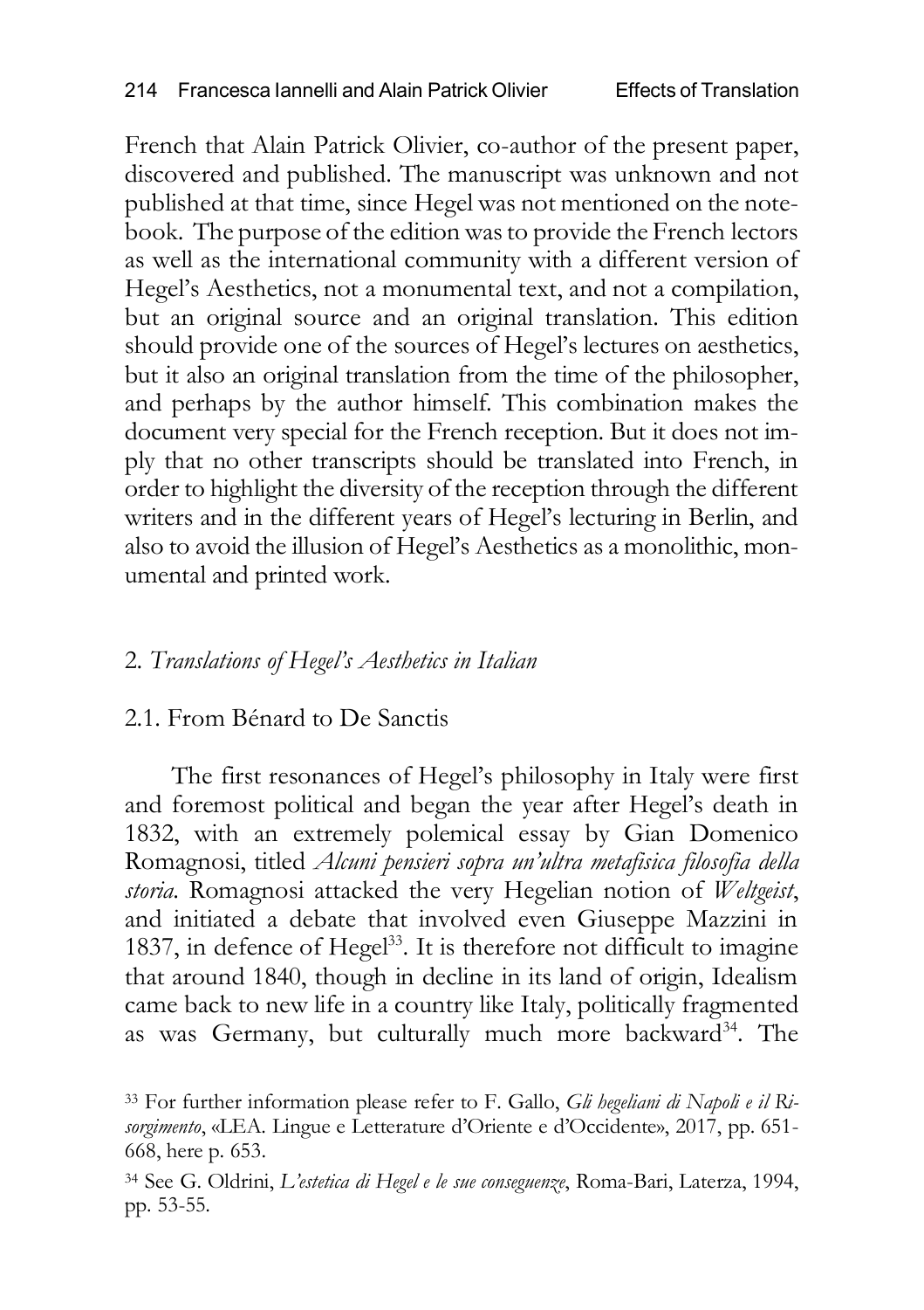French that Alain Patrick Olivier, co-author of the present paper, discovered and published. The manuscript was unknown and not published at that time, since Hegel was not mentioned on the notebook. The purpose of the edition was to provide the French lectors as well as the international community with a different version of Hegel's Aesthetics, not a monumental text, and not a compilation, but an original source and an original translation. This edition should provide one of the sources of Hegel's lectures on aesthetics, but it also an original translation from the time of the philosopher, and perhaps by the author himself. This combination makes the document very special for the French reception. But it does not imply that no other transcripts should be translated into French, in order to highlight the diversity of the reception through the different writers and in the different years of Hegel's lecturing in Berlin, and also to avoid the illusion of Hegel's Aesthetics as a monolithic, monumental and printed work.

## 2. *Translations of Hegel's Aesthetics in Italian*

### 2.1. From Bénard to De Sanctis

The first resonances of Hegel's philosophy in Italy were first and foremost political and began the year after Hegel's death in 1832, with an extremely polemical essay by Gian Domenico Romagnosi, titled *Alcuni pensieri sopra un'ultra metafisica filosofia della storia*. Romagnosi attacked the very Hegelian notion of *Weltgeist*, and initiated a debate that involved even Giuseppe Mazzini in 1837, in defence of Hegel[33]. It is therefore not difficult to imagine that around 1840, though in decline in its land of origin, Idealism came back to new life in a country like Italy, politically fragmented as was Germany, but culturally much more backward[34]. The

[33] For further information please refer to F. Gallo, *Gli hegeliani di Napoli e il Risorgimento*, «LEA. Lingue e Letterature d'Oriente e d'Occidente», 2017, pp. 651-668, here p. 653.

[34] See G. Oldrini, *L'estetica di Hegel e le sue conseguenze*, Roma-Bari, Laterza, 1994, pp. 53-55.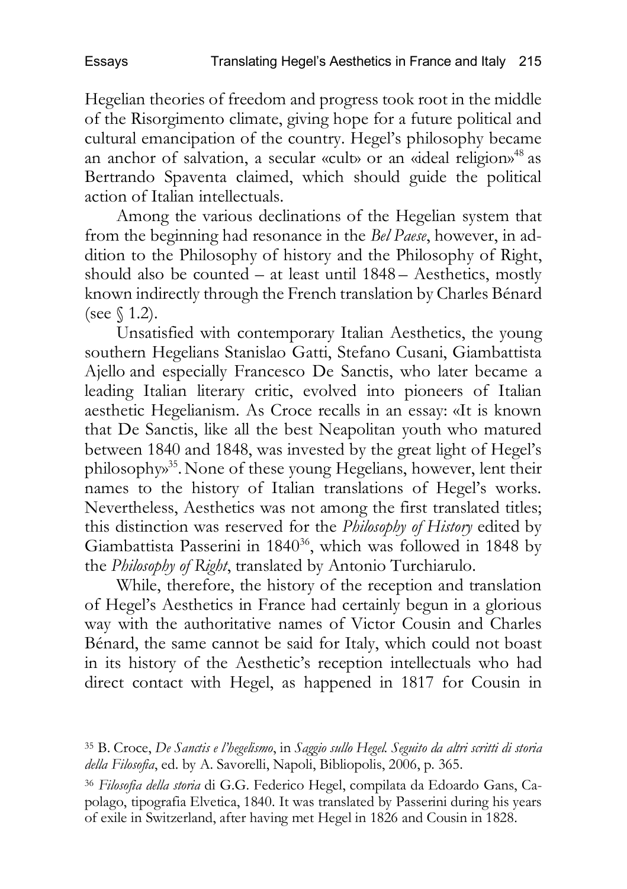Hegelian theories of freedom and progress took root in the middle of the Risorgimento climate, giving hope for a future political and cultural emancipation of the country. Hegel's philosophy became an anchor of salvation, a secular «cult» or an «ideal religion»[48] as Bertrando Spaventa claimed, which should guide the political action of Italian intellectuals.

Among the various declinations of the Hegelian system that from the beginning had resonance in the *Bel Paese*, however, in addition to the Philosophy of history and the Philosophy of Right, should also be counted – at least until 1848 – Aesthetics, mostly known indirectly through the French translation by Charles Bénard (see § 1.2).

Unsatisfied with contemporary Italian Aesthetics, the young southern Hegelians Stanislao Gatti, Stefano Cusani, Giambattista Ajello and especially Francesco De Sanctis, who later became a leading Italian literary critic, evolved into pioneers of Italian aesthetic Hegelianism. As Croce recalls in an essay: «It is known that De Sanctis, like all the best Neapolitan youth who matured between 1840 and 1848, was invested by the great light of Hegel's philosophy»[35]. None of these young Hegelians, however, lent their names to the history of Italian translations of Hegel's works. Nevertheless, Aesthetics was not among the first translated titles; this distinction was reserved for the *Philosophy of History* edited by Giambattista Passerini in 1840[36], which was followed in 1848 by the *Philosophy of Right*, translated by Antonio Turchiarulo.

While, therefore, the history of the reception and translation of Hegel's Aesthetics in France had certainly begun in a glorious way with the authoritative names of Victor Cousin and Charles Bénard, the same cannot be said for Italy, which could not boast in its history of the Aesthetic's reception intellectuals who had direct contact with Hegel, as happened in 1817 for Cousin in

---

[35] B. Croce, *De Sanctis e l'hegelismo*, in *Saggio sullo Hegel. Seguito da altri scritti di storia della Filosofia*, ed. by A. Savorelli, Napoli, Bibliopolis, 2006, p. 365.

[36] *Filosofia della storia* di G.G. Federico Hegel, compilata da Edoardo Gans, Capolago, tipografia Elvetica, 1840. It was translated by Passerini during his years of exile in Switzerland, after having met Hegel in 1826 and Cousin in 1828.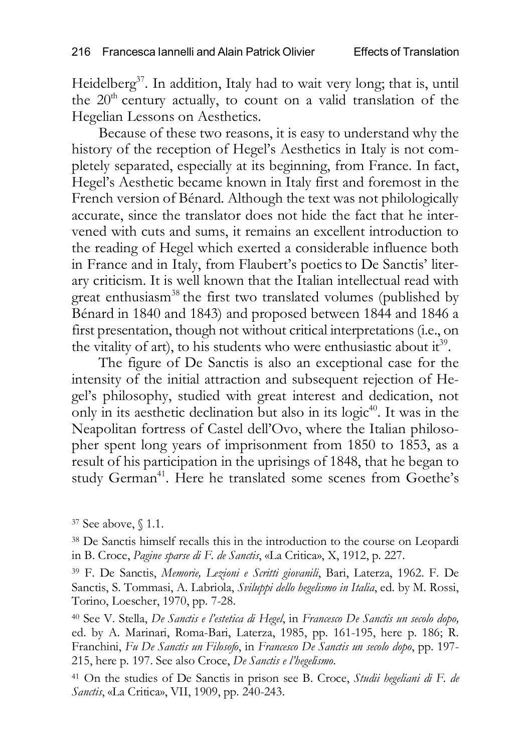Heidelberg[37]. In addition, Italy had to wait very long; that is, until the 20th century actually, to count on a valid translation of the Hegelian Lessons on Aesthetics.

Because of these two reasons, it is easy to understand why the history of the reception of Hegel's Aesthetics in Italy is not completely separated, especially at its beginning, from France. In fact, Hegel's Aesthetic became known in Italy first and foremost in the French version of Bénard. Although the text was not philologically accurate, since the translator does not hide the fact that he intervened with cuts and sums, it remains an excellent introduction to the reading of Hegel which exerted a considerable influence both in France and in Italy, from Flaubert's poetics to De Sanctis' literary criticism. It is well known that the Italian intellectual read with great enthusiasm[38] the first two translated volumes (published by Bénard in 1840 and 1843) and proposed between 1844 and 1846 a first presentation, though not without critical interpretations (i.e., on the vitality of art), to his students who were enthusiastic about it[39].

The figure of De Sanctis is also an exceptional case for the intensity of the initial attraction and subsequent rejection of Hegel's philosophy, studied with great interest and dedication, not only in its aesthetic declination but also in its logic[40]. It was in the Neapolitan fortress of Castel dell'Ovo, where the Italian philosopher spent long years of imprisonment from 1850 to 1853, as a result of his participation in the uprisings of 1848, that he began to study German[41]. Here he translated some scenes from Goethe's

[37] See above, § 1.1.

[38] De Sanctis himself recalls this in the introduction to the course on Leopardi in B. Croce, *Pagine sparse di F. de Sanctis*, «La Critica», X, 1912, p. 227.

[39] F. De Sanctis, *Memorie, Lezioni e Scritti giovanili*, Bari, Laterza, 1962. F. De Sanctis, S. Tommasi, A. Labriola, *Sviluppi dello hegelismo in Italia*, ed. by M. Rossi, Torino, Loescher, 1970, pp. 7-28.

[40] See V. Stella, *De Sanctis e l'estetica di Hegel*, in *Francesco De Sanctis un secolo dopo,* ed. by A. Marinari, Roma-Bari, Laterza, 1985, pp. 161-195, here p. 186; R. Franchini, *Fu De Sanctis un Filosofo*, in *Francesco De Sanctis un secolo dopo*, pp. 197-215, here p. 197. See also Croce, *De Sanctis e l'hegelismo*.

[41] On the studies of De Sanctis in prison see B. Croce, *Studii hegeliani di F. de Sanctis*, «La Critica», VII, 1909, pp. 240-243.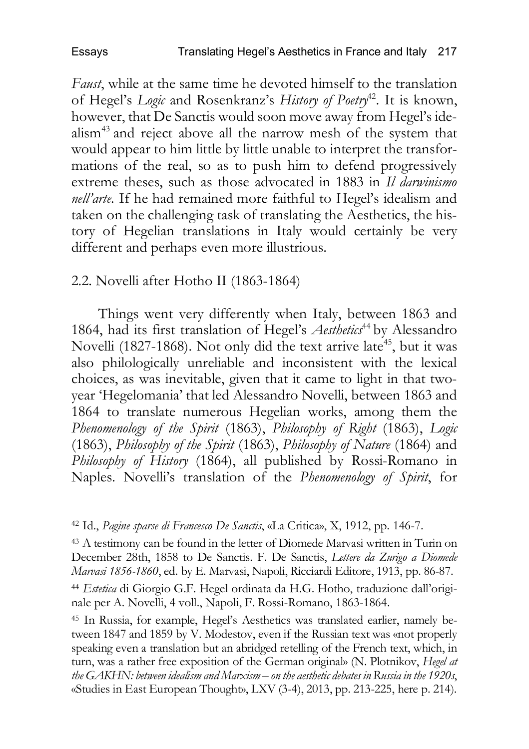*Faust*, while at the same time he devoted himself to the translation of Hegel's *Logic* and Rosenkranz's *History of Poetry*[42]. It is known, however, that De Sanctis would soon move away from Hegel's idealism[43] and reject above all the narrow mesh of the system that would appear to him little by little unable to interpret the transformations of the real, so as to push him to defend progressively extreme theses, such as those advocated in 1883 in *Il darwinismo nell'arte*. If he had remained more faithful to Hegel's idealism and taken on the challenging task of translating the Aesthetics, the history of Hegelian translations in Italy would certainly be very different and perhaps even more illustrious.

### 2.2. Novelli after Hotho II (1863-1864)

Things went very differently when Italy, between 1863 and 1864, had its first translation of Hegel's *Aesthetics*[44] by Alessandro Novelli (1827-1868). Not only did the text arrive late[45], but it was also philologically unreliable and inconsistent with the lexical choices, as was inevitable, given that it came to light in that two-year 'Hegelomania' that led Alessandro Novelli, between 1863 and 1864 to translate numerous Hegelian works, among them the *Phenomenology of the Spirit* (1863), *Philosophy of Right* (1863), *Logic* (1863), *Philosophy of the Spirit* (1863), *Philosophy of Nature* (1864) and *Philosophy of History* (1864), all published by Rossi-Romano in Naples. Novelli's translation of the *Phenomenology of Spirit*, for

---

[42] Id., *Pagine sparse di Francesco De Sanctis*, «La Critica», X, 1912, pp. 146-7.

[43] A testimony can be found in the letter of Diomede Marvasi written in Turin on December 28th, 1858 to De Sanctis. F. De Sanctis, *Lettere da Zurigo a Diomede Marvasi 1856-1860*, ed. by E. Marvasi, Napoli, Ricciardi Editore, 1913, pp. 86-87.

[44] *Estetica* di Giorgio G.F. Hegel ordinata da H.G. Hotho, traduzione dall'originale per A. Novelli, 4 voll., Napoli, F. Rossi-Romano, 1863-1864.

[45] In Russia, for example, Hegel's Aesthetics was translated earlier, namely between 1847 and 1859 by V. Modestov, even if the Russian text was «not properly speaking even a translation but an abridged retelling of the French text, which, in turn, was a rather free exposition of the German original» (N. Plotnikov, *Hegel at the GAKHN: between idealism and Marxism – on the aesthetic debates in Russia in the 1920s*, «Studies in East European Thought», LXV (3-4), 2013, pp. 213-225, here p. 214).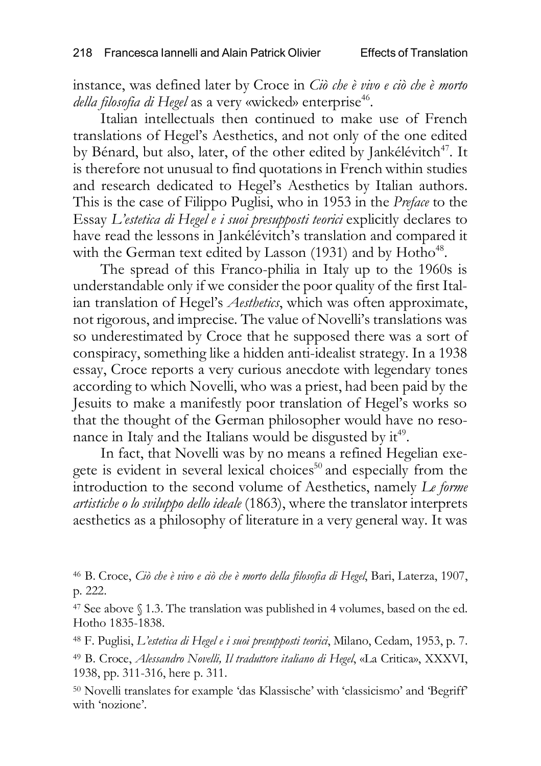instance, was defined later by Croce in *Ciò che è vivo e ciò che è morto della filosofia di Hegel* as a very «wicked» enterprise[46].

Italian intellectuals then continued to make use of French translations of Hegel's Aesthetics, and not only of the one edited by Bénard, but also, later, of the other edited by Jankélévitch[47]. It is therefore not unusual to find quotations in French within studies and research dedicated to Hegel's Aesthetics by Italian authors. This is the case of Filippo Puglisi, who in 1953 in the *Preface* to the Essay *L'estetica di Hegel e i suoi presupposti teorici* explicitly declares to have read the lessons in Jankélévitch's translation and compared it with the German text edited by Lasson (1931) and by Hotho[48].

The spread of this Franco-philia in Italy up to the 1960s is understandable only if we consider the poor quality of the first Italian translation of Hegel's *Aesthetics*, which was often approximate, not rigorous, and imprecise. The value of Novelli's translations was so underestimated by Croce that he supposed there was a sort of conspiracy, something like a hidden anti-idealist strategy. In a 1938 essay, Croce reports a very curious anecdote with legendary tones according to which Novelli, who was a priest, had been paid by the Jesuits to make a manifestly poor translation of Hegel's works so that the thought of the German philosopher would have no resonance in Italy and the Italians would be disgusted by it[49].

In fact, that Novelli was by no means a refined Hegelian exegete is evident in several lexical choices[50] and especially from the introduction to the second volume of Aesthetics, namely *Le forme artistiche o lo sviluppo dello ideale* (1863), where the translator interprets aesthetics as a philosophy of literature in a very general way. It was

[46] B. Croce, *Ciò che è vivo e ciò che è morto della filosofia di Hegel*, Bari, Laterza, 1907, p. 222.

[47] See above § 1.3. The translation was published in 4 volumes, based on the ed. Hotho 1835-1838.

[48] F. Puglisi, *L'estetica di Hegel e i suoi presupposti teorici*, Milano, Cedam, 1953, p. 7.

[49] B. Croce, *Alessandro Novelli, Il traduttore italiano di Hegel*, «La Critica», XXXVI, 1938, pp. 311-316, here p. 311.

[50] Novelli translates for example 'das Klassische' with 'classicismo' and 'Begriff' with 'nozione'.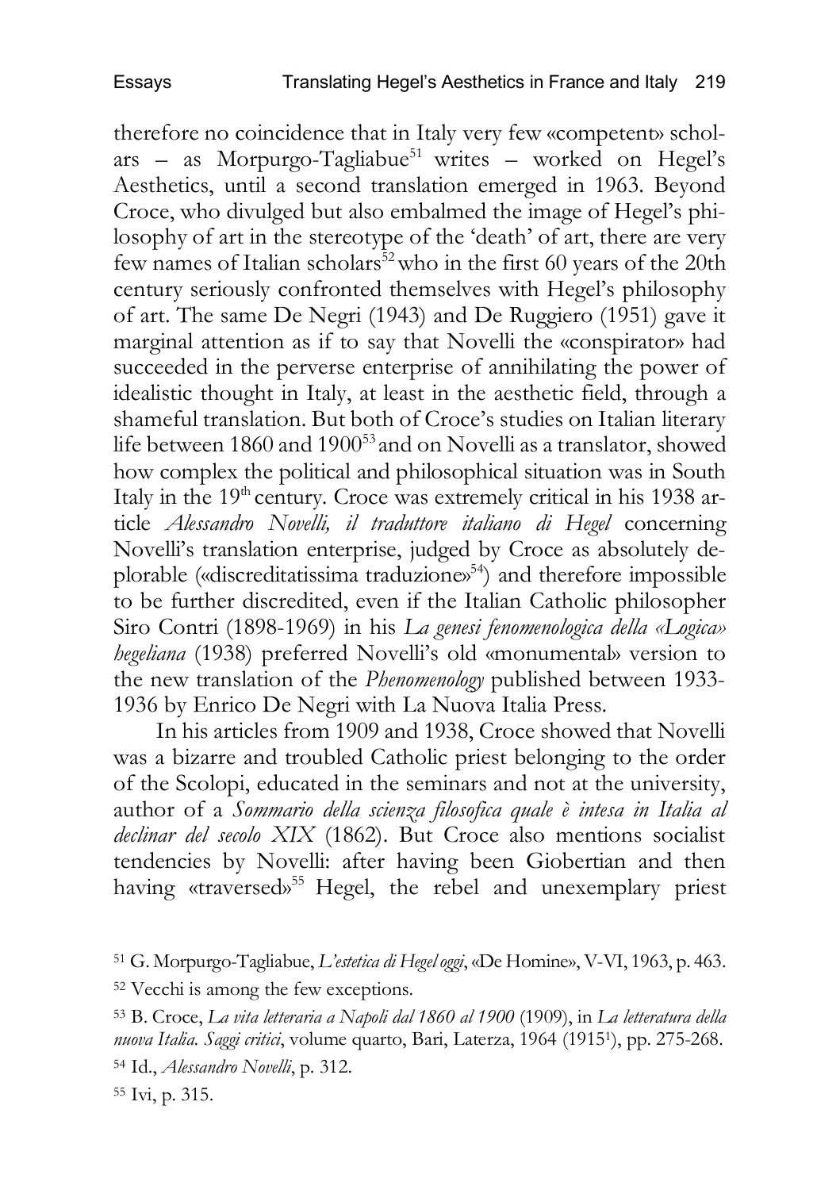therefore no coincidence that in Italy very few «competent» scholars – as Morpurgo-Tagliabue[51] writes – worked on Hegel's Aesthetics, until a second translation emerged in 1963. Beyond Croce, who divulged but also embalmed the image of Hegel's philosophy of art in the stereotype of the 'death' of art, there are very few names of Italian scholars[52] who in the first 60 years of the 20th century seriously confronted themselves with Hegel's philosophy of art. The same De Negri (1943) and De Ruggiero (1951) gave it marginal attention as if to say that Novelli the «conspirator» had succeeded in the perverse enterprise of annihilating the power of idealistic thought in Italy, at least in the aesthetic field, through a shameful translation. But both of Croce's studies on Italian literary life between 1860 and 1900[53] and on Novelli as a translator, showed how complex the political and philosophical situation was in South Italy in the 19th century. Croce was extremely critical in his 1938 article *Alessandro Novelli, il traduttore italiano di Hegel* concerning Novelli's translation enterprise, judged by Croce as absolutely deplorable («discreditatissima traduzione»[54]) and therefore impossible to be further discredited, even if the Italian Catholic philosopher Siro Contri (1898-1969) in his *La genesi fenomenologica della «Logica» hegeliana* (1938) preferred Novelli's old «monumental» version to the new translation of the *Phenomenology* published between 1933-1936 by Enrico De Negri with La Nuova Italia Press.

In his articles from 1909 and 1938, Croce showed that Novelli was a bizarre and troubled Catholic priest belonging to the order of the Scolopi, educated in the seminars and not at the university, author of a *Sommario della scienza filosofica quale è intesa in Italia al declinar del secolo XIX* (1862). But Croce also mentions socialist tendencies by Novelli: after having been Giobertian and then having «traversed»[55] Hegel, the rebel and unexemplary priest

[51] G. Morpurgo-Tagliabue, *L'estetica di Hegel oggi*, «De Homine», V-VI, 1963, p. 463.

[52] Vecchi is among the few exceptions.

[53] B. Croce, *La vita letteraria a Napoli dal 1860 al 1900* (1909), in *La letteratura della nuova Italia. Saggi critici*, volume quarto, Bari, Laterza, 1964 (1915[1]), pp. 275-268.

[54] Id., *Alessandro Novelli*, p. 312.

[55] Ivi, p. 315.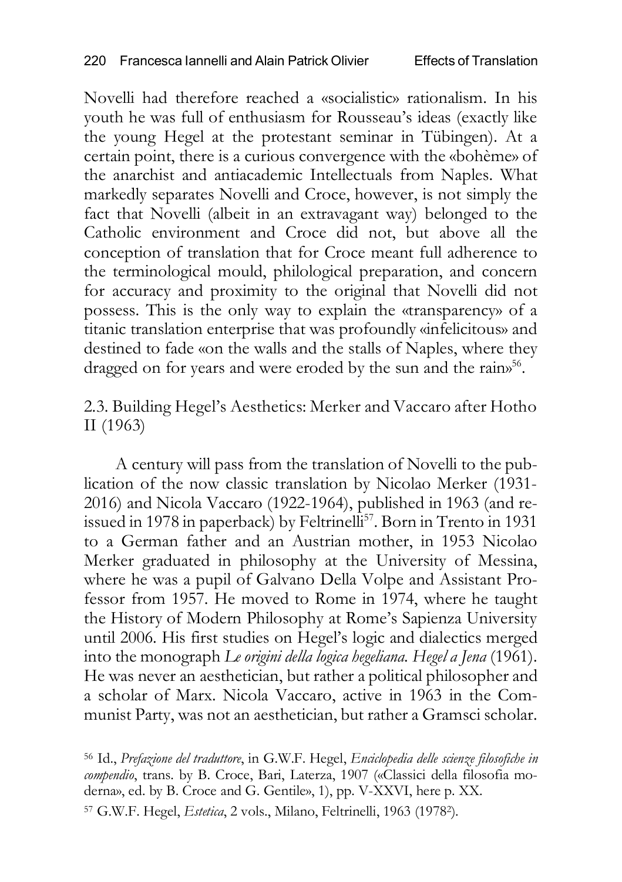Novelli had therefore reached a «socialistic» rationalism. In his youth he was full of enthusiasm for Rousseau's ideas (exactly like the young Hegel at the protestant seminar in Tübingen). At a certain point, there is a curious convergence with the «bohème» of the anarchist and antiacademic Intellectuals from Naples. What markedly separates Novelli and Croce, however, is not simply the fact that Novelli (albeit in an extravagant way) belonged to the Catholic environment and Croce did not, but above all the conception of translation that for Croce meant full adherence to the terminological mould, philological preparation, and concern for accuracy and proximity to the original that Novelli did not possess. This is the only way to explain the «transparency» of a titanic translation enterprise that was profoundly «infelicitous» and destined to fade «on the walls and the stalls of Naples, where they dragged on for years and were eroded by the sun and the rain»[56].

## 2.3. Building Hegel's Aesthetics: Merker and Vaccaro after Hotho II (1963)

A century will pass from the translation of Novelli to the publication of the now classic translation by Nicolao Merker (1931-2016) and Nicola Vaccaro (1922-1964), published in 1963 (and reissued in 1978 in paperback) by Feltrinelli[57]. Born in Trento in 1931 to a German father and an Austrian mother, in 1953 Nicolao Merker graduated in philosophy at the University of Messina, where he was a pupil of Galvano Della Volpe and Assistant Professor from 1957. He moved to Rome in 1974, where he taught the History of Modern Philosophy at Rome's Sapienza University until 2006. His first studies on Hegel's logic and dialectics merged into the monograph *Le origini della logica hegeliana. Hegel a Jena* (1961). He was never an aesthetician, but rather a political philosopher and a scholar of Marx. Nicola Vaccaro, active in 1963 in the Communist Party, was not an aesthetician, but rather a Gramsci scholar.

[56] Id., *Prefazione del traduttore*, in G.W.F. Hegel, *Enciclopedia delle scienze filosofiche in compendio*, trans. by B. Croce, Bari, Laterza, 1907 («Classici della filosofia moderna», ed. by B. Croce and G. Gentile», 1), pp. V-XXVI, here p. XX.

[57] G.W.F. Hegel, *Estetica*, 2 vols., Milano, Feltrinelli, 1963 (1978[2]).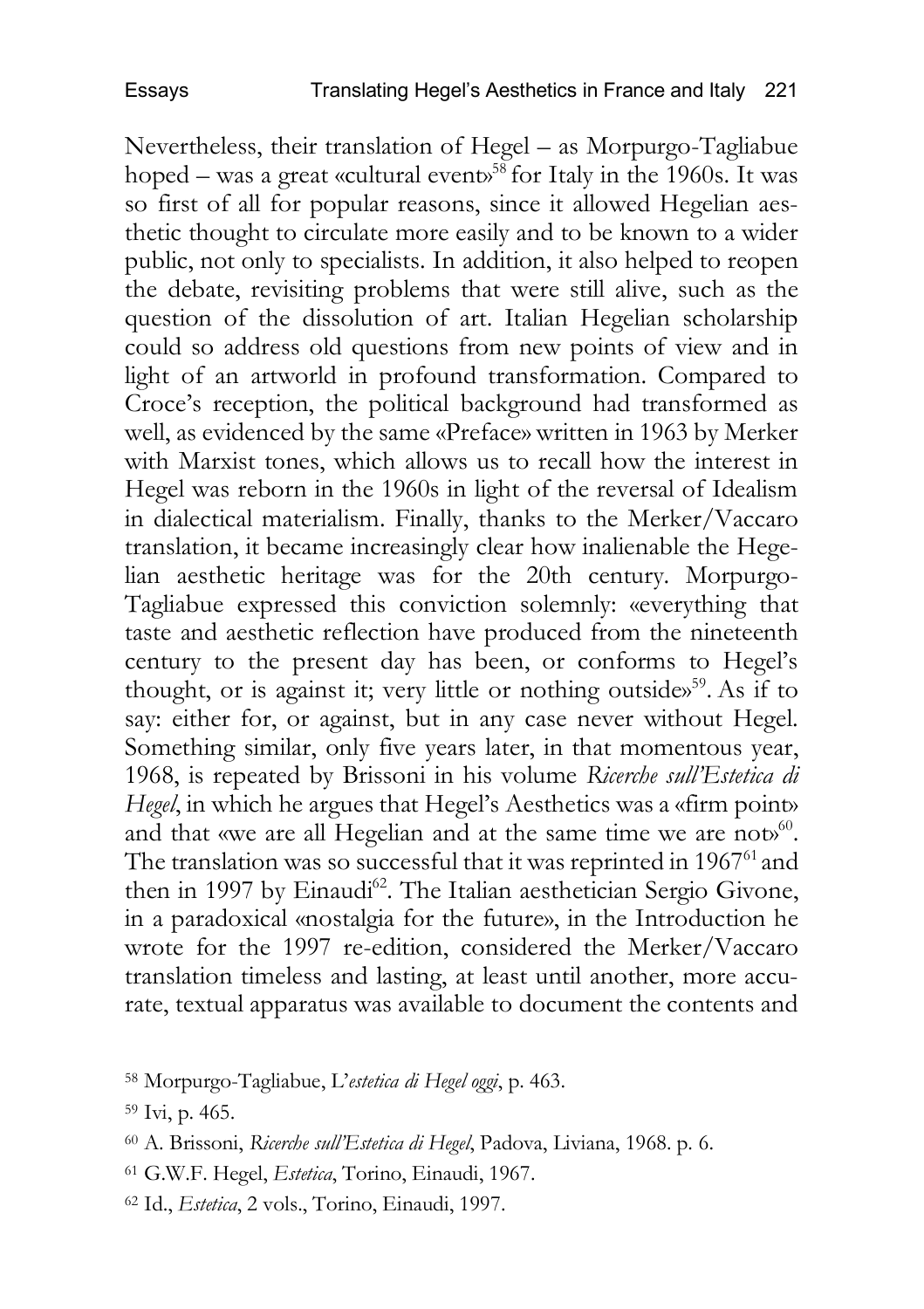Nevertheless, their translation of Hegel – as Morpurgo-Tagliabue hoped – was a great «cultural event»[58] for Italy in the 1960s. It was so first of all for popular reasons, since it allowed Hegelian aesthetic thought to circulate more easily and to be known to a wider public, not only to specialists. In addition, it also helped to reopen the debate, revisiting problems that were still alive, such as the question of the dissolution of art. Italian Hegelian scholarship could so address old questions from new points of view and in light of an artworld in profound transformation. Compared to Croce's reception, the political background had transformed as well, as evidenced by the same «Preface» written in 1963 by Merker with Marxist tones, which allows us to recall how the interest in Hegel was reborn in the 1960s in light of the reversal of Idealism in dialectical materialism. Finally, thanks to the Merker/Vaccaro translation, it became increasingly clear how inalienable the Hegelian aesthetic heritage was for the 20th century. Morpurgo-Tagliabue expressed this conviction solemnly: «everything that taste and aesthetic reflection have produced from the nineteenth century to the present day has been, or conforms to Hegel's thought, or is against it; very little or nothing outside»[59]. As if to say: either for, or against, but in any case never without Hegel. Something similar, only five years later, in that momentous year, 1968, is repeated by Brissoni in his volume *Ricerche sull'Estetica di Hegel*, in which he argues that Hegel's Aesthetics was a «firm point» and that «we are all Hegelian and at the same time we are not»[60]. The translation was so successful that it was reprinted in 1967[61] and then in 1997 by Einaudi[62]. The Italian aesthetician Sergio Givone, in a paradoxical «nostalgia for the future», in the Introduction he wrote for the 1997 re-edition, considered the Merker/Vaccaro translation timeless and lasting, at least until another, more accurate, textual apparatus was available to document the contents and

[58] Morpurgo-Tagliabue, L'*estetica di Hegel oggi*, p. 463.

[59] Ivi, p. 465.

[60] A. Brissoni, *Ricerche sull'Estetica di Hegel*, Padova, Liviana, 1968. p. 6.

[61] G.W.F. Hegel, *Estetica*, Torino, Einaudi, 1967.

[62] Id., *Estetica*, 2 vols., Torino, Einaudi, 1997.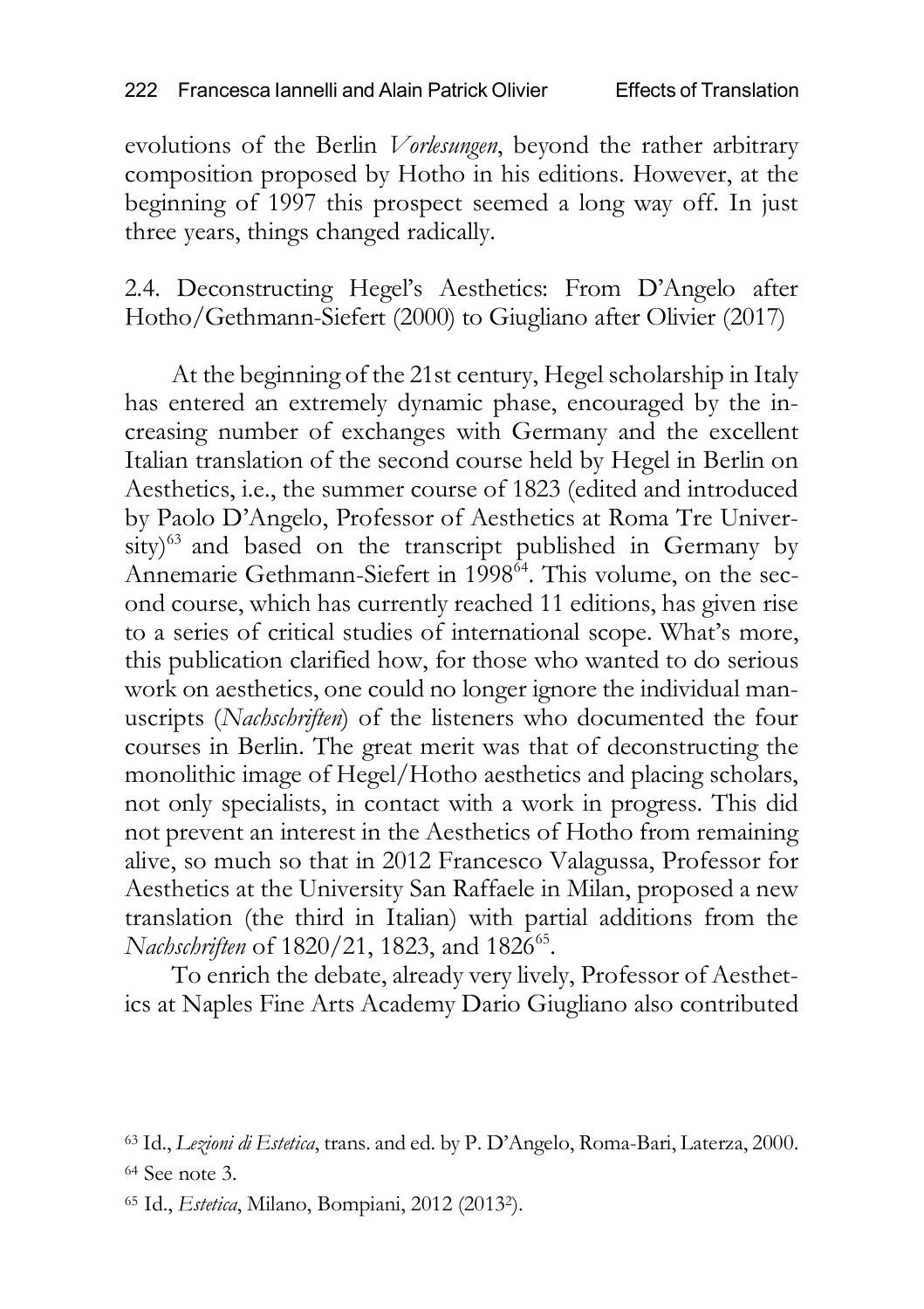evolutions of the Berlin *Vorlesungen*, beyond the rather arbitrary composition proposed by Hotho in his editions. However, at the beginning of 1997 this prospect seemed a long way off. In just three years, things changed radically.

### 2.4. Deconstructing Hegel's Aesthetics: From D'Angelo after Hotho/Gethmann-Siefert (2000) to Giugliano after Olivier (2017)

At the beginning of the 21st century, Hegel scholarship in Italy has entered an extremely dynamic phase, encouraged by the increasing number of exchanges with Germany and the excellent Italian translation of the second course held by Hegel in Berlin on Aesthetics, i.e., the summer course of 1823 (edited and introduced by Paolo D'Angelo, Professor of Aesthetics at Roma Tre University)[63] and based on the transcript published in Germany by Annemarie Gethmann-Siefert in 1998[64]. This volume, on the second course, which has currently reached 11 editions, has given rise to a series of critical studies of international scope. What's more, this publication clarified how, for those who wanted to do serious work on aesthetics, one could no longer ignore the individual manuscripts (*Nachschriften*) of the listeners who documented the four courses in Berlin. The great merit was that of deconstructing the monolithic image of Hegel/Hotho aesthetics and placing scholars, not only specialists, in contact with a work in progress. This did not prevent an interest in the Aesthetics of Hotho from remaining alive, so much so that in 2012 Francesco Valagussa, Professor for Aesthetics at the University San Raffaele in Milan, proposed a new translation (the third in Italian) with partial additions from the *Nachschriften* of 1820/21, 1823, and 1826[65].

To enrich the debate, already very lively, Professor of Aesthetics at Naples Fine Arts Academy Dario Giugliano also contributed

[63] Id., *Lezioni di Estetica*, trans. and ed. by P. D'Angelo, Roma-Bari, Laterza, 2000.

[64] See note 3.

[65] Id., *Estetica*, Milano, Bompiani, 2012 (2013²).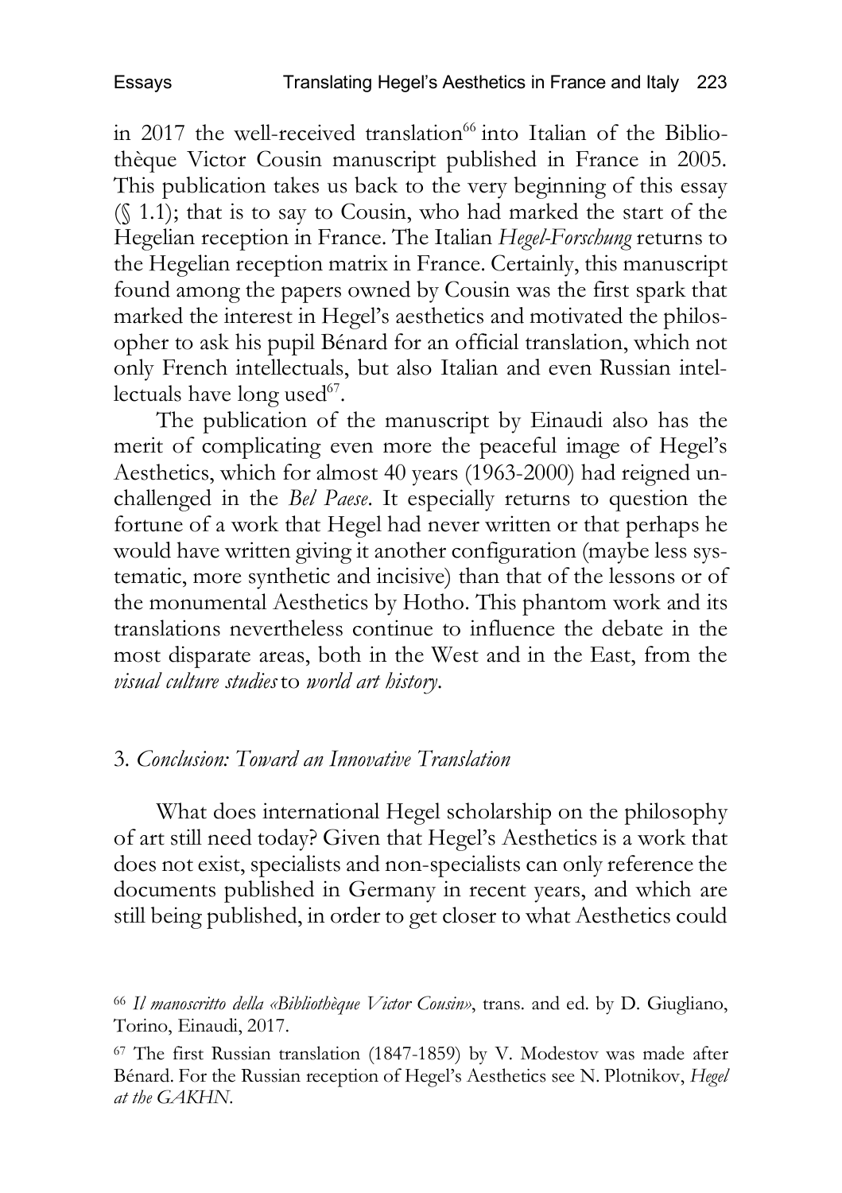in 2017 the well-received translation[66] into Italian of the Bibliothèque Victor Cousin manuscript published in France in 2005. This publication takes us back to the very beginning of this essay (§ 1.1); that is to say to Cousin, who had marked the start of the Hegelian reception in France. The Italian *Hegel-Forschung* returns to the Hegelian reception matrix in France. Certainly, this manuscript found among the papers owned by Cousin was the first spark that marked the interest in Hegel's aesthetics and motivated the philosopher to ask his pupil Bénard for an official translation, which not only French intellectuals, but also Italian and even Russian intellectuals have long used[67].

The publication of the manuscript by Einaudi also has the merit of complicating even more the peaceful image of Hegel's Aesthetics, which for almost 40 years (1963-2000) had reigned unchallenged in the *Bel Paese*. It especially returns to question the fortune of a work that Hegel had never written or that perhaps he would have written giving it another configuration (maybe less systematic, more synthetic and incisive) than that of the lessons or of the monumental Aesthetics by Hotho. This phantom work and its translations nevertheless continue to influence the debate in the most disparate areas, both in the West and in the East, from the *visual culture studies* to *world art history*.

## 3. *Conclusion: Toward an Innovative Translation*

What does international Hegel scholarship on the philosophy of art still need today? Given that Hegel's Aesthetics is a work that does not exist, specialists and non-specialists can only reference the documents published in Germany in recent years, and which are still being published, in order to get closer to what Aesthetics could

[66] *Il manoscritto della «Bibliothèque Victor Cousin»*, trans. and ed. by D. Giugliano, Torino, Einaudi, 2017.

[67] The first Russian translation (1847-1859) by V. Modestov was made after Bénard. For the Russian reception of Hegel's Aesthetics see N. Plotnikov, *Hegel at the GAKHN*.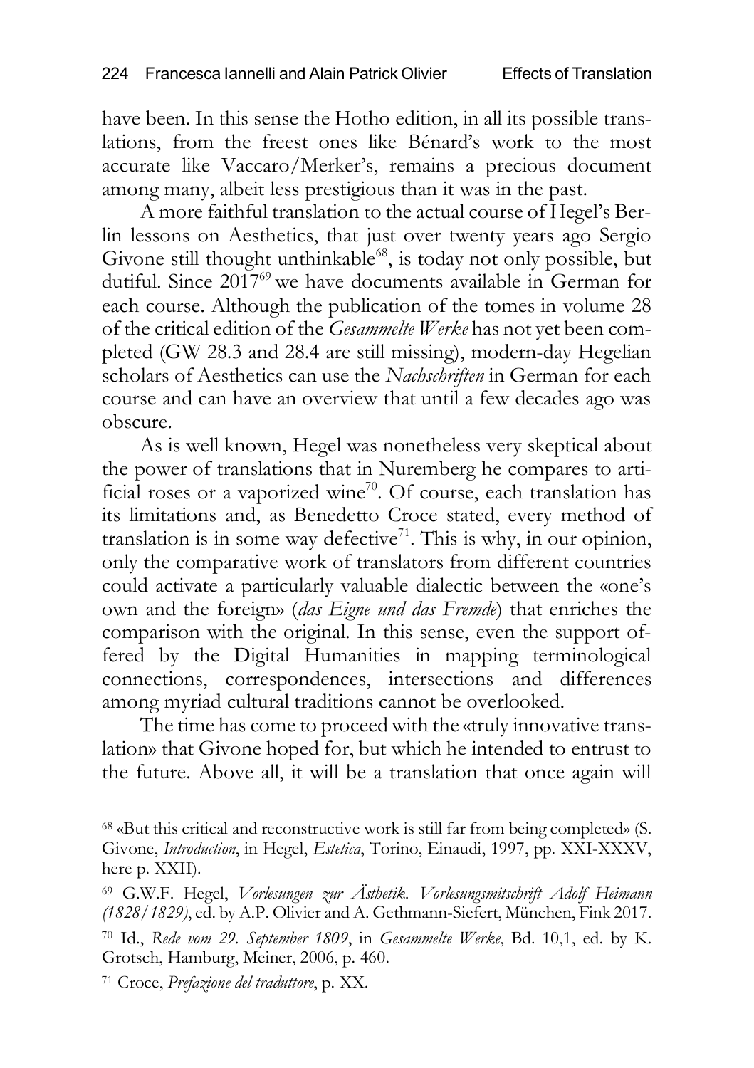have been. In this sense the Hotho edition, in all its possible translations, from the freest ones like Bénard's work to the most accurate like Vaccaro/Merker's, remains a precious document among many, albeit less prestigious than it was in the past.

A more faithful translation to the actual course of Hegel's Berlin lessons on Aesthetics, that just over twenty years ago Sergio Givone still thought unthinkable[68], is today not only possible, but dutiful. Since 2017[69] we have documents available in German for each course. Although the publication of the tomes in volume 28 of the critical edition of the *Gesammelte Werke* has not yet been completed (GW 28.3 and 28.4 are still missing), modern-day Hegelian scholars of Aesthetics can use the *Nachschriften* in German for each course and can have an overview that until a few decades ago was obscure.

As is well known, Hegel was nonetheless very skeptical about the power of translations that in Nuremberg he compares to artificial roses or a vaporized wine[70]. Of course, each translation has its limitations and, as Benedetto Croce stated, every method of translation is in some way defective[71]. This is why, in our opinion, only the comparative work of translators from different countries could activate a particularly valuable dialectic between the «one's own and the foreign» (*das Eigne und das Fremde*) that enriches the comparison with the original. In this sense, even the support offered by the Digital Humanities in mapping terminological connections, correspondences, intersections and differences among myriad cultural traditions cannot be overlooked.

The time has come to proceed with the «truly innovative translation» that Givone hoped for, but which he intended to entrust to the future. Above all, it will be a translation that once again will

---

[68] «But this critical and reconstructive work is still far from being completed» (S. Givone, *Introduction*, in Hegel, *Estetica*, Torino, Einaudi, 1997, pp. XXI-XXXV, here p. XXII).

[69] G.W.F. Hegel, *Vorlesungen zur Ästhetik. Vorlesungsmitschrift Adolf Heimann (1828/1829)*, ed. by A.P. Olivier and A. Gethmann-Siefert, München, Fink 2017.

[70] Id., *Rede vom 29. September 1809*, in *Gesammelte Werke*, Bd. 10,1, ed. by K. Grotsch, Hamburg, Meiner, 2006, p. 460.

[71] Croce, *Prefazione del traduttore*, p. XX.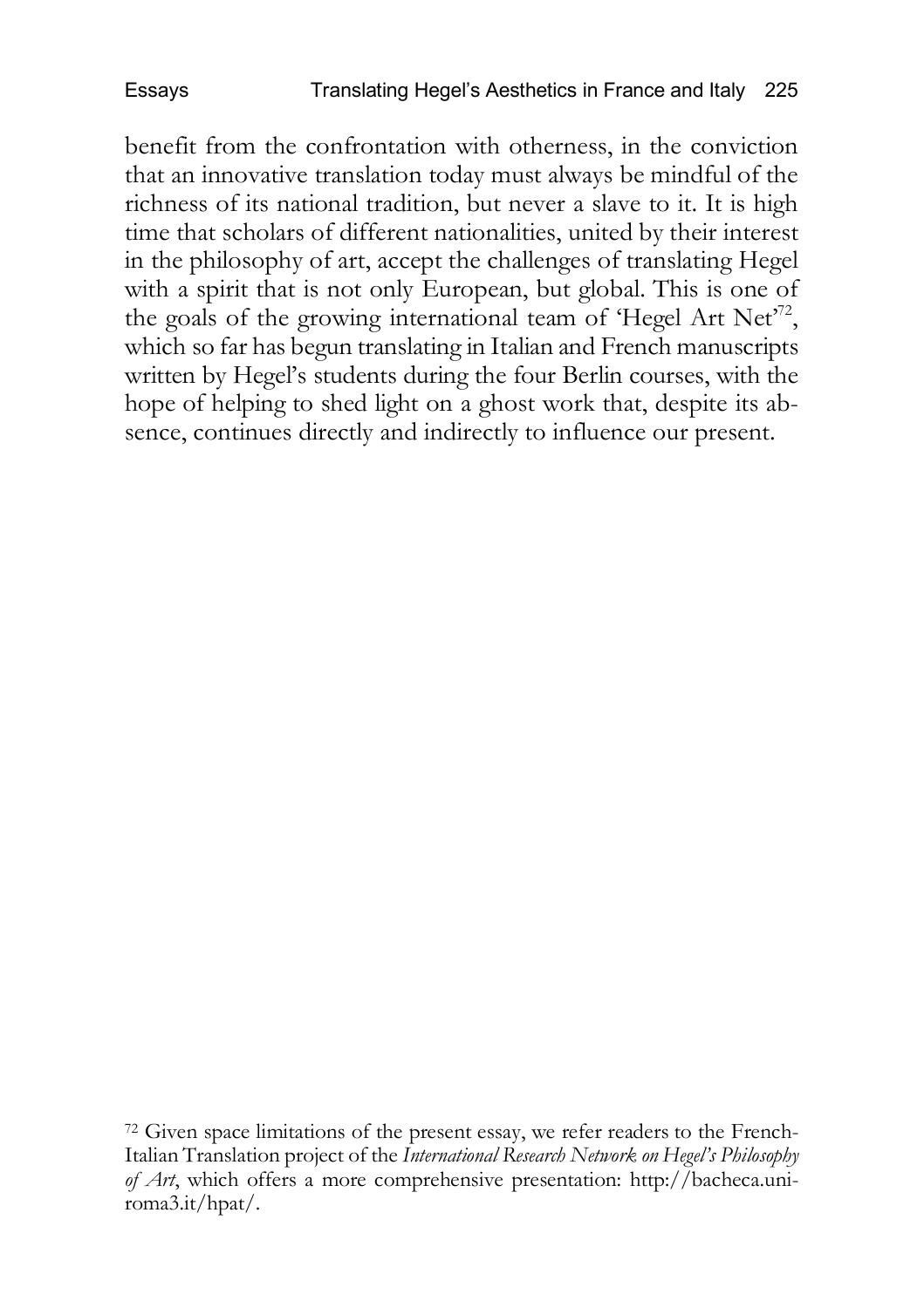benefit from the confrontation with otherness, in the conviction that an innovative translation today must always be mindful of the richness of its national tradition, but never a slave to it. It is high time that scholars of different nationalities, united by their interest in the philosophy of art, accept the challenges of translating Hegel with a spirit that is not only European, but global. This is one of the goals of the growing international team of 'Hegel Art Net'[72], which so far has begun translating in Italian and French manuscripts written by Hegel's students during the four Berlin courses, with the hope of helping to shed light on a ghost work that, despite its absence, continues directly and indirectly to influence our present.

[72] Given space limitations of the present essay, we refer readers to the French-Italian Translation project of the *International Research Network on Hegel's Philosophy of Art*, which offers a more comprehensive presentation: http://bacheca.uniroma3.it/hpat/.